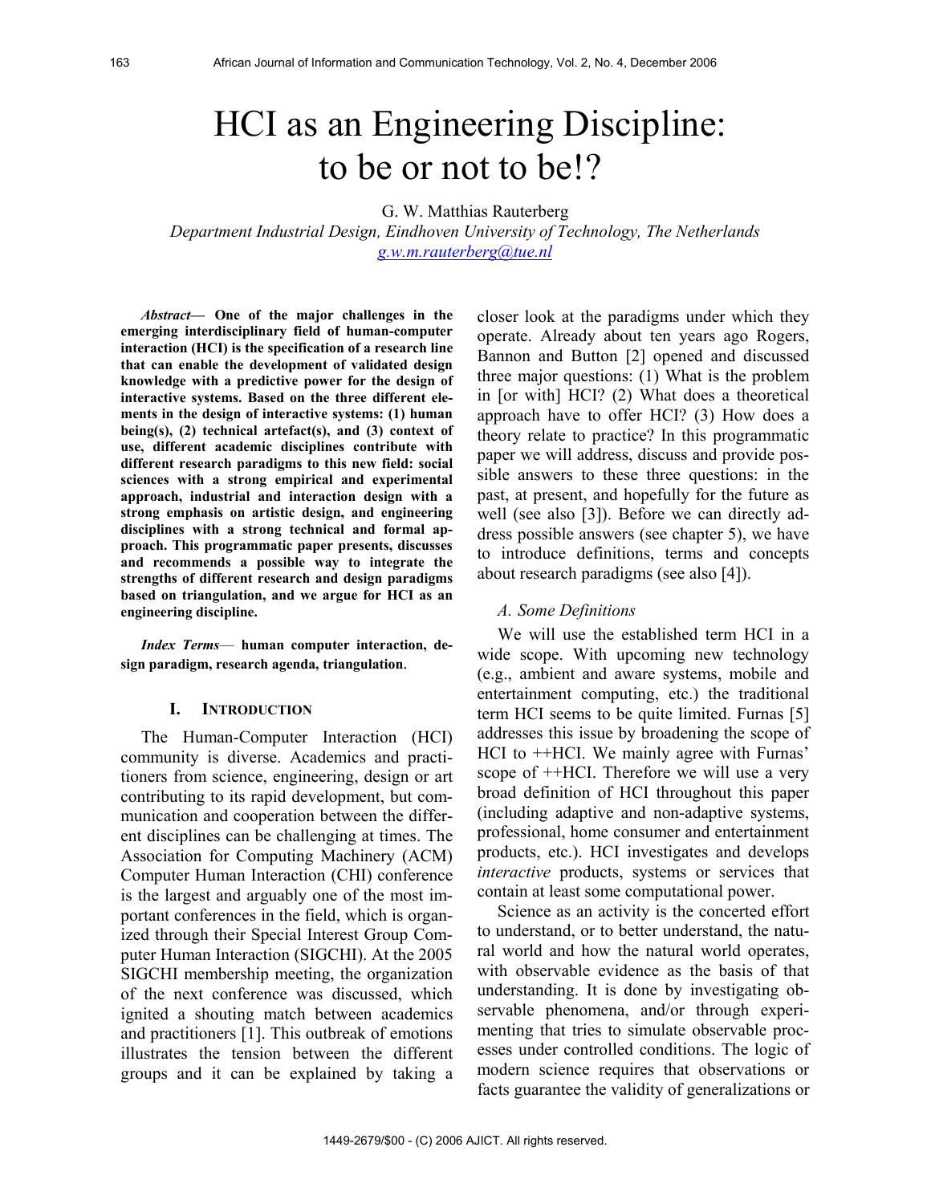# HCI as an Engineering Discipline: to be or not to be!?

G. W. Matthias Rauterberg

*Department Industrial Design, Eindhoven University of Technology, The Netherlands*

*g.w.m.rauterberg@tue.nl*

***Abstract*— One of the major challenges in the emerging interdisciplinary field of human-computer interaction (HCI) is the specification of a research line that can enable the development of validated design knowledge with a predictive power for the design of interactive systems. Based on the three different elements in the design of interactive systems: (1) human being(s), (2) technical artefact(s), and (3) context of use, different academic disciplines contribute with different research paradigms to this new field: social sciences with a strong empirical and experimental approach, industrial and interaction design with a strong emphasis on artistic design, and engineering disciplines with a strong technical and formal approach. This programmatic paper presents, discusses and recommends a possible way to integrate the strengths of different research and design paradigms based on triangulation, and we argue for HCI as an engineering discipline.**

***Index Terms*— human computer interaction, design paradigm, research agenda, triangulation.**

## I. Introduction

The Human-Computer Interaction (HCI) community is diverse. Academics and practitioners from science, engineering, design or art contributing to its rapid development, but communication and cooperation between the different disciplines can be challenging at times. The Association for Computing Machinery (ACM) Computer Human Interaction (CHI) conference is the largest and arguably one of the most important conferences in the field, which is organized through their Special Interest Group Computer Human Interaction (SIGCHI). At the 2005 SIGCHI membership meeting, the organization of the next conference was discussed, which ignited a shouting match between academics and practitioners [1]. This outbreak of emotions illustrates the tension between the different groups and it can be explained by taking a closer look at the paradigms under which they operate. Already about ten years ago Rogers, Bannon and Button [2] opened and discussed three major questions: (1) What is the problem in [or with] HCI? (2) What does a theoretical approach have to offer HCI? (3) How does a theory relate to practice? In this programmatic paper we will address, discuss and provide possible answers to these three questions: in the past, at present, and hopefully for the future as well (see also [3]). Before we can directly address possible answers (see chapter 5), we have to introduce definitions, terms and concepts about research paradigms (see also [4]).

### A. Some Definitions

We will use the established term HCI in a wide scope. With upcoming new technology (e.g., ambient and aware systems, mobile and entertainment computing, etc.) the traditional term HCI seems to be quite limited. Furnas [5] addresses this issue by broadening the scope of HCI to ++HCI. We mainly agree with Furnas' scope of ++HCI. Therefore we will use a very broad definition of HCI throughout this paper (including adaptive and non-adaptive systems, professional, home consumer and entertainment products, etc.). HCI investigates and develops *interactive* products, systems or services that contain at least some computational power.

Science as an activity is the concerted effort to understand, or to better understand, the natural world and how the natural world operates, with observable evidence as the basis of that understanding. It is done by investigating observable phenomena, and/or through experimenting that tries to simulate observable processes under controlled conditions. The logic of modern science requires that observations or facts guarantee the validity of generalizations or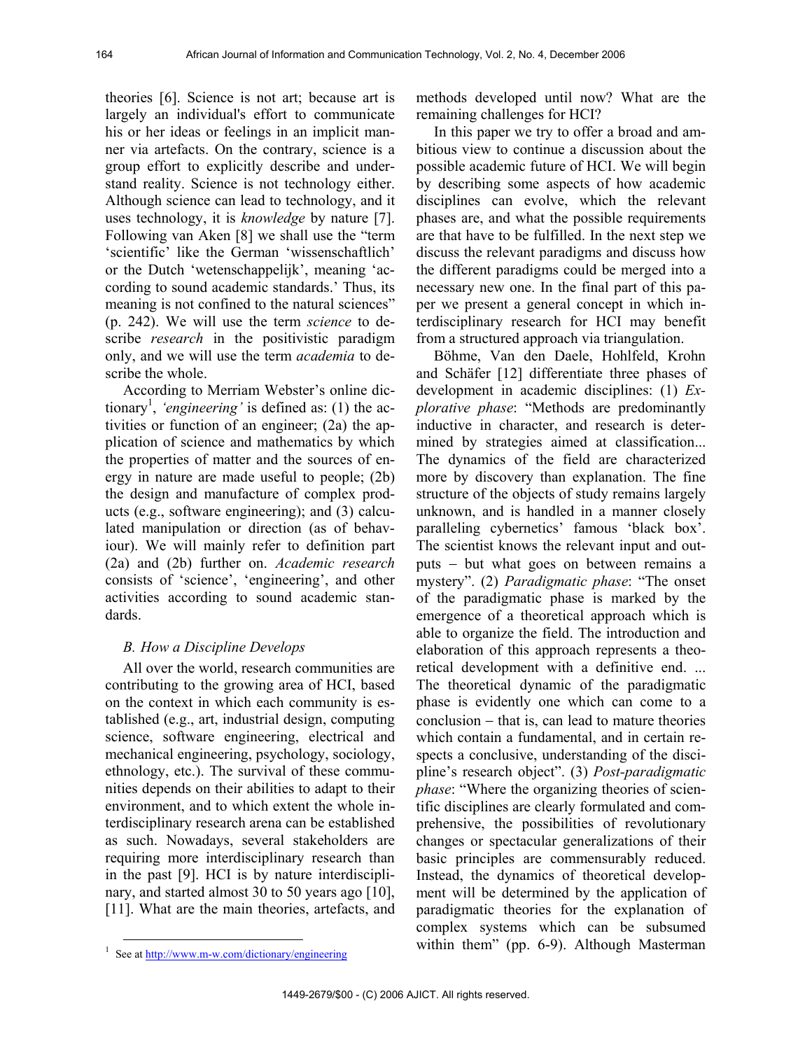theories [6]. Science is not art; because art is largely an individual's effort to communicate his or her ideas or feelings in an implicit manner via artefacts. On the contrary, science is a group effort to explicitly describe and understand reality. Science is not technology either. Although science can lead to technology, and it uses technology, it is *knowledge* by nature [7]. Following van Aken [8] we shall use the "term 'scientific' like the German 'wissenschaftlich' or the Dutch 'wetenschappelijk', meaning 'according to sound academic standards.' Thus, its meaning is not confined to the natural sciences" (p. 242). We will use the term *science* to describe *research* in the positivistic paradigm only, and we will use the term *academia* to describe the whole.

According to Merriam Webster's online dictionary[1], *'engineering'* is defined as: (1) the activities or function of an engineer; (2a) the application of science and mathematics by which the properties of matter and the sources of energy in nature are made useful to people; (2b) the design and manufacture of complex products (e.g., software engineering); and (3) calculated manipulation or direction (as of behaviour). We will mainly refer to definition part (2a) and (2b) further on. *Academic research* consists of 'science', 'engineering', and other activities according to sound academic standards.

### *B. How a Discipline Develops*

All over the world, research communities are contributing to the growing area of HCI, based on the context in which each community is established (e.g., art, industrial design, computing science, software engineering, electrical and mechanical engineering, psychology, sociology, ethnology, etc.). The survival of these communities depends on their abilities to adapt to their environment, and to which extent the whole interdisciplinary research arena can be established as such. Nowadays, several stakeholders are requiring more interdisciplinary research than in the past [9]. HCI is by nature interdisciplinary, and started almost 30 to 50 years ago [10], [11]. What are the main theories, artefacts, and methods developed until now? What are the remaining challenges for HCI?

In this paper we try to offer a broad and ambitious view to continue a discussion about the possible academic future of HCI. We will begin by describing some aspects of how academic disciplines can evolve, which the relevant phases are, and what the possible requirements are that have to be fulfilled. In the next step we discuss the relevant paradigms and discuss how the different paradigms could be merged into a necessary new one. In the final part of this paper we present a general concept in which interdisciplinary research for HCI may benefit from a structured approach via triangulation.

Böhme, Van den Daele, Hohlfeld, Krohn and Schäfer [12] differentiate three phases of development in academic disciplines: (1) *Explorative phase*: "Methods are predominantly inductive in character, and research is determined by strategies aimed at classification... The dynamics of the field are characterized more by discovery than explanation. The fine structure of the objects of study remains largely unknown, and is handled in a manner closely paralleling cybernetics' famous 'black box'. The scientist knows the relevant input and outputs – but what goes on between remains a mystery". (2) *Paradigmatic phase*: "The onset of the paradigmatic phase is marked by the emergence of a theoretical approach which is able to organize the field. The introduction and elaboration of this approach represents a theoretical development with a definitive end. ... The theoretical dynamic of the paradigmatic phase is evidently one which can come to a conclusion – that is, can lead to mature theories which contain a fundamental, and in certain respects a conclusive, understanding of the discipline's research object". (3) *Post-paradigmatic phase*: "Where the organizing theories of scientific disciplines are clearly formulated and comprehensive, the possibilities of revolutionary changes or spectacular generalizations of their basic principles are commensurably reduced. Instead, the dynamics of theoretical development will be determined by the application of paradigmatic theories for the explanation of complex systems which can be subsumed within them" (pp. 6-9). Although Masterman

[1] See at http://www.m-w.com/dictionary/engineering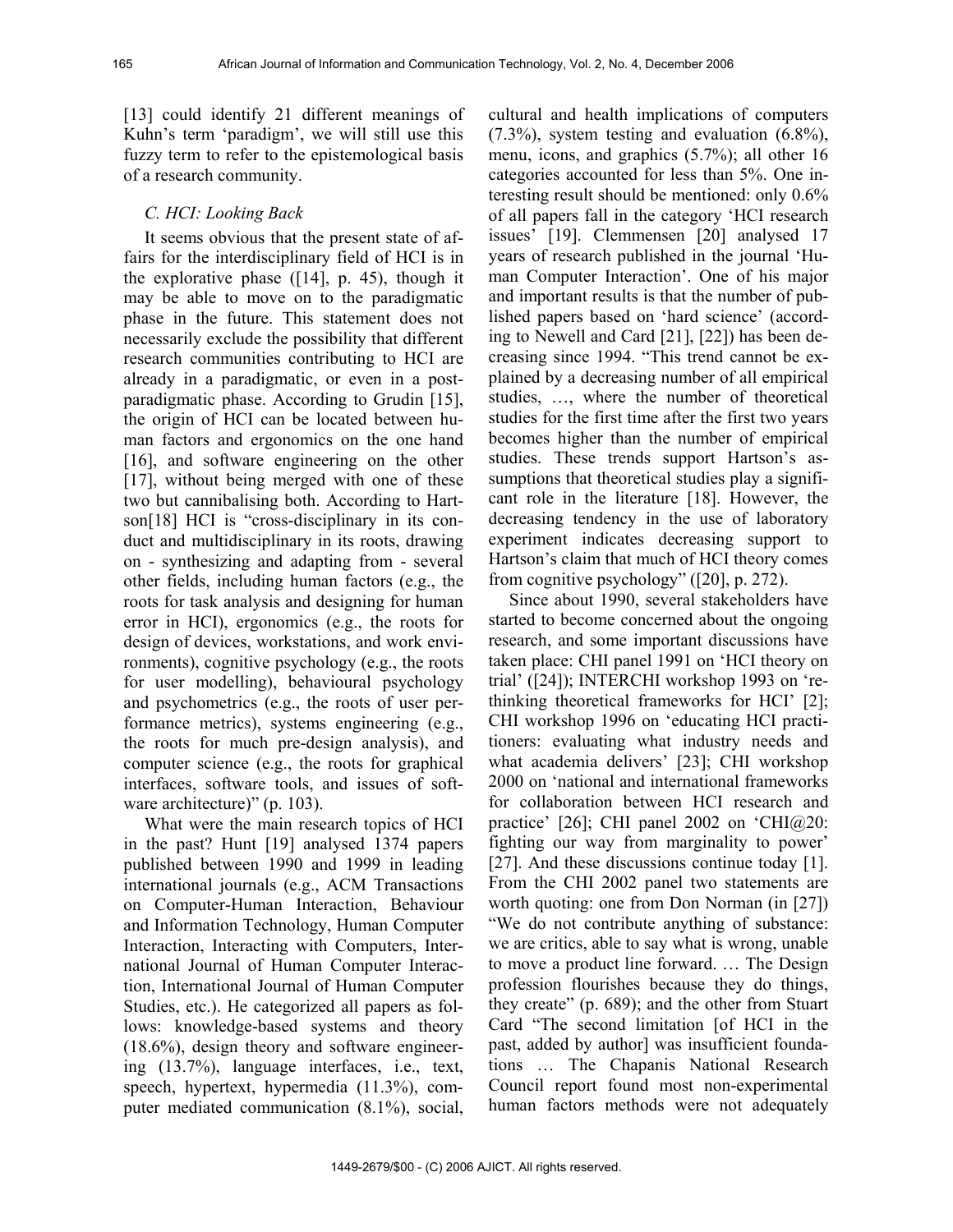[13] could identify 21 different meanings of Kuhn's term 'paradigm', we will still use this fuzzy term to refer to the epistemological basis of a research community.

### *C. HCI: Looking Back*

It seems obvious that the present state of affairs for the interdisciplinary field of HCI is in the explorative phase ([14], p. 45), though it may be able to move on to the paradigmatic phase in the future. This statement does not necessarily exclude the possibility that different research communities contributing to HCI are already in a paradigmatic, or even in a post-paradigmatic phase. According to Grudin [15], the origin of HCI can be located between human factors and ergonomics on the one hand [16], and software engineering on the other [17], without being merged with one of these two but cannibalising both. According to Hartson[18] HCI is "cross-disciplinary in its conduct and multidisciplinary in its roots, drawing on - synthesizing and adapting from - several other fields, including human factors (e.g., the roots for task analysis and designing for human error in HCI), ergonomics (e.g., the roots for design of devices, workstations, and work environments), cognitive psychology (e.g., the roots for user modelling), behavioural psychology and psychometrics (e.g., the roots of user performance metrics), systems engineering (e.g., the roots for much pre-design analysis), and computer science (e.g., the roots for graphical interfaces, software tools, and issues of software architecture)" (p. 103).

What were the main research topics of HCI in the past? Hunt [19] analysed 1374 papers published between 1990 and 1999 in leading international journals (e.g., ACM Transactions on Computer-Human Interaction, Behaviour and Information Technology, Human Computer Interaction, Interacting with Computers, International Journal of Human Computer Interaction, International Journal of Human Computer Studies, etc.). He categorized all papers as follows: knowledge-based systems and theory (18.6%), design theory and software engineering (13.7%), language interfaces, i.e., text, speech, hypertext, hypermedia (11.3%), computer mediated communication (8.1%), social, cultural and health implications of computers (7.3%), system testing and evaluation (6.8%), menu, icons, and graphics (5.7%); all other 16 categories accounted for less than 5%. One interesting result should be mentioned: only 0.6% of all papers fall in the category 'HCI research issues' [19]. Clemmensen [20] analysed 17 years of research published in the journal 'Human Computer Interaction'. One of his major and important results is that the number of published papers based on 'hard science' (according to Newell and Card [21], [22]) has been decreasing since 1994. "This trend cannot be explained by a decreasing number of all empirical studies, …, where the number of theoretical studies for the first time after the first two years becomes higher than the number of empirical studies. These trends support Hartson's assumptions that theoretical studies play a significant role in the literature [18]. However, the decreasing tendency in the use of laboratory experiment indicates decreasing support to Hartson's claim that much of HCI theory comes from cognitive psychology" ([20], p. 272).

Since about 1990, several stakeholders have started to become concerned about the ongoing research, and some important discussions have taken place: CHI panel 1991 on 'HCI theory on trial' ([24]); INTERCHI workshop 1993 on 'rethinking theoretical frameworks for HCI' [2]; CHI workshop 1996 on 'educating HCI practitioners: evaluating what industry needs and what academia delivers' [23]; CHI workshop 2000 on 'national and international frameworks for collaboration between HCI research and practice' [26]; CHI panel 2002 on 'CHI@20: fighting our way from marginality to power' [27]. And these discussions continue today [1]. From the CHI 2002 panel two statements are worth quoting: one from Don Norman (in [27]) "We do not contribute anything of substance: we are critics, able to say what is wrong, unable to move a product line forward. … The Design profession flourishes because they do things, they create" (p. 689); and the other from Stuart Card "The second limitation [of HCI in the past, added by author] was insufficient foundations … The Chapanis National Research Council report found most non-experimental human factors methods were not adequately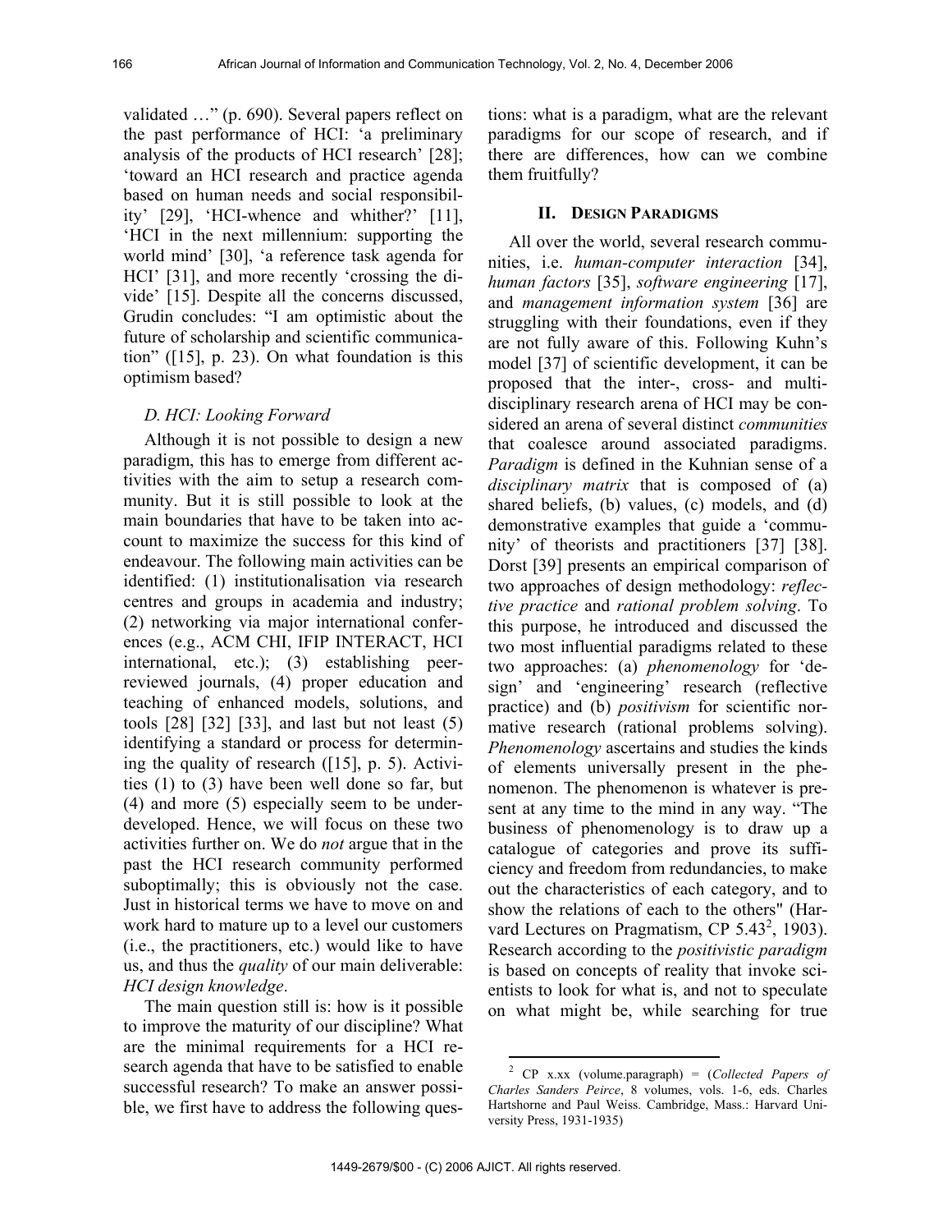validated …" (p. 690). Several papers reflect on the past performance of HCI: 'a preliminary analysis of the products of HCI research' [28]; 'toward an HCI research and practice agenda based on human needs and social responsibility' [29], 'HCI-whence and whither?' [11], 'HCI in the next millennium: supporting the world mind' [30], 'a reference task agenda for HCI' [31], and more recently 'crossing the divide' [15]. Despite all the concerns discussed, Grudin concludes: "I am optimistic about the future of scholarship and scientific communication" ([15], p. 23). On what foundation is this optimism based?

### *D. HCI: Looking Forward*

Although it is not possible to design a new paradigm, this has to emerge from different activities with the aim to setup a research community. But it is still possible to look at the main boundaries that have to be taken into account to maximize the success for this kind of endeavour. The following main activities can be identified: (1) institutionalisation via research centres and groups in academia and industry; (2) networking via major international conferences (e.g., ACM CHI, IFIP INTERACT, HCI international, etc.); (3) establishing peer-reviewed journals, (4) proper education and teaching of enhanced models, solutions, and tools [28] [32] [33], and last but not least (5) identifying a standard or process for determining the quality of research ([15], p. 5). Activities (1) to (3) have been well done so far, but (4) and more (5) especially seem to be underdeveloped. Hence, we will focus on these two activities further on. We do *not* argue that in the past the HCI research community performed suboptimally; this is obviously not the case. Just in historical terms we have to move on and work hard to mature up to a level our customers (i.e., the practitioners, etc.) would like to have us, and thus the *quality* of our main deliverable: *HCI design knowledge*.

The main question still is: how is it possible to improve the maturity of our discipline? What are the minimal requirements for a HCI research agenda that have to be satisfied to enable successful research? To make an answer possible, we first have to address the following questions: what is a paradigm, what are the relevant paradigms for our scope of research, and if there are differences, how can we combine them fruitfully?

## II. Design Paradigms

All over the world, several research communities, i.e. *human-computer interaction* [34], *human factors* [35], *software engineering* [17], and *management information system* [36] are struggling with their foundations, even if they are not fully aware of this. Following Kuhn's model [37] of scientific development, it can be proposed that the inter-, cross- and multi-disciplinary research arena of HCI may be considered an arena of several distinct *communities* that coalesce around associated paradigms. *Paradigm* is defined in the Kuhnian sense of a *disciplinary matrix* that is composed of (a) shared beliefs, (b) values, (c) models, and (d) demonstrative examples that guide a 'community' of theorists and practitioners [37] [38]. Dorst [39] presents an empirical comparison of two approaches of design methodology: *reflective practice* and *rational problem solving*. To this purpose, he introduced and discussed the two most influential paradigms related to these two approaches: (a) *phenomenology* for 'design' and 'engineering' research (reflective practice) and (b) *positivism* for scientific normative research (rational problems solving). *Phenomenology* ascertains and studies the kinds of elements universally present in the phenomenon. The phenomenon is whatever is present at any time to the mind in any way. "The business of phenomenology is to draw up a catalogue of categories and prove its sufficiency and freedom from redundancies, to make out the characteristics of each category, and to show the relations of each to the others" (Harvard Lectures on Pragmatism, CP 5.43[2], 1903). Research according to the *positivistic paradigm* is based on concepts of reality that invoke scientists to look for what is, and not to speculate on what might be, while searching for true

[2] CP x.xx (volume.paragraph) = (*Collected Papers of Charles Sanders Peirce*, 8 volumes, vols. 1-6, eds. Charles Hartshorne and Paul Weiss. Cambridge, Mass.: Harvard University Press, 1931-1935)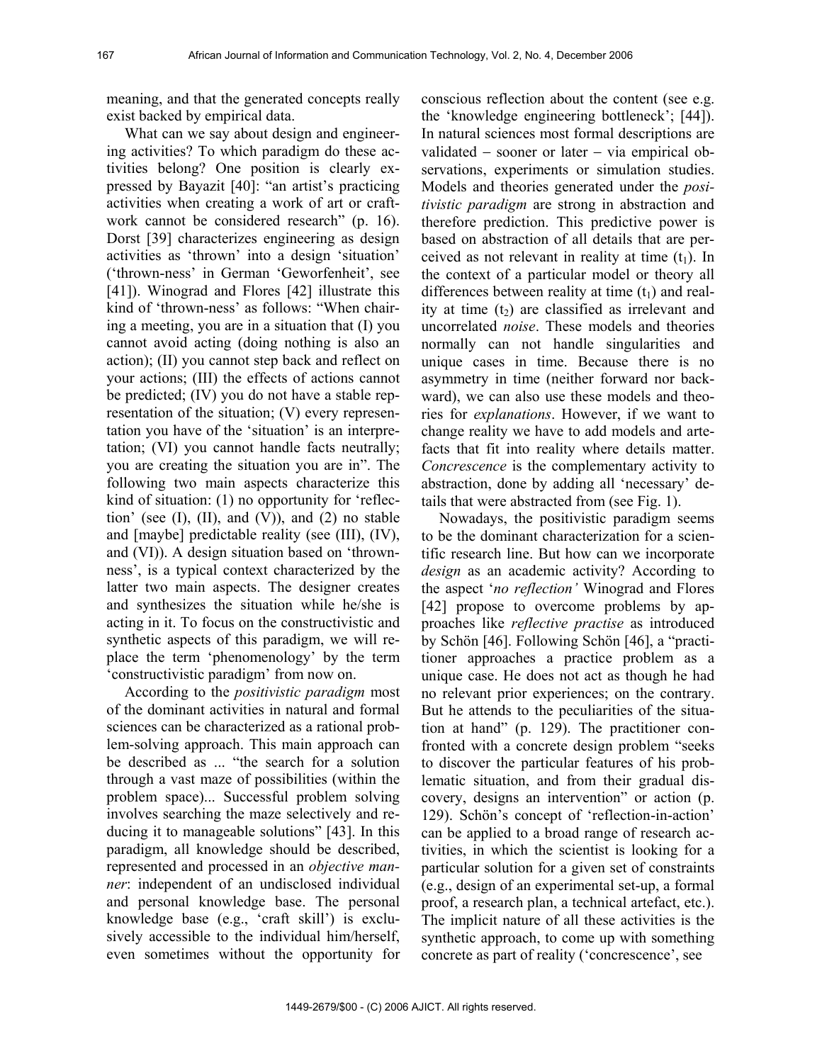meaning, and that the generated concepts really exist backed by empirical data.

What can we say about design and engineering activities? To which paradigm do these activities belong? One position is clearly expressed by Bayazit [40]: "an artist's practicing activities when creating a work of art or craftwork cannot be considered research" (p. 16). Dorst [39] characterizes engineering as design activities as 'thrown' into a design 'situation' ('thrown-ness' in German 'Geworfenheit', see [41]). Winograd and Flores [42] illustrate this kind of 'thrown-ness' as follows: "When chairing a meeting, you are in a situation that (I) you cannot avoid acting (doing nothing is also an action); (II) you cannot step back and reflect on your actions; (III) the effects of actions cannot be predicted; (IV) you do not have a stable representation of the situation; (V) every representation you have of the 'situation' is an interpretation; (VI) you cannot handle facts neutrally; you are creating the situation you are in". The following two main aspects characterize this kind of situation: (1) no opportunity for 'reflection' (see (I), (II), and (V)), and (2) no stable and [maybe] predictable reality (see (III), (IV), and (VI)). A design situation based on 'thrownness', is a typical context characterized by the latter two main aspects. The designer creates and synthesizes the situation while he/she is acting in it. To focus on the constructivistic and synthetic aspects of this paradigm, we will replace the term 'phenomenology' by the term 'constructivistic paradigm' from now on.

According to the *positivistic paradigm* most of the dominant activities in natural and formal sciences can be characterized as a rational problem-solving approach. This main approach can be described as ... "the search for a solution through a vast maze of possibilities (within the problem space)... Successful problem solving involves searching the maze selectively and reducing it to manageable solutions" [43]. In this paradigm, all knowledge should be described, represented and processed in an *objective manner*: independent of an undisclosed individual and personal knowledge base. The personal knowledge base (e.g., 'craft skill') is exclusively accessible to the individual him/herself, even sometimes without the opportunity for conscious reflection about the content (see e.g. the 'knowledge engineering bottleneck'; [44]). In natural sciences most formal descriptions are validated – sooner or later – via empirical observations, experiments or simulation studies. Models and theories generated under the *positivistic paradigm* are strong in abstraction and therefore prediction. This predictive power is based on abstraction of all details that are perceived as not relevant in reality at time ($t_1$). In the context of a particular model or theory all differences between reality at time ($t_1$) and reality at time ($t_2$) are classified as irrelevant and uncorrelated *noise*. These models and theories normally can not handle singularities and unique cases in time. Because there is no asymmetry in time (neither forward nor backward), we can also use these models and theories for *explanations*. However, if we want to change reality we have to add models and artefacts that fit into reality where details matter. *Concrescence* is the complementary activity to abstraction, done by adding all 'necessary' details that were abstracted from (see Fig. 1).

Nowadays, the positivistic paradigm seems to be the dominant characterization for a scientific research line. But how can we incorporate *design* as an academic activity? According to the aspect '*no reflection'* Winograd and Flores [42] propose to overcome problems by approaches like *reflective practise* as introduced by Schön [46]. Following Schön [46], a "practitioner approaches a practice problem as a unique case. He does not act as though he had no relevant prior experiences; on the contrary. But he attends to the peculiarities of the situation at hand" (p. 129). The practitioner confronted with a concrete design problem "seeks to discover the particular features of his problematic situation, and from their gradual discovery, designs an intervention" or action (p. 129). Schön's concept of 'reflection-in-action' can be applied to a broad range of research activities, in which the scientist is looking for a particular solution for a given set of constraints (e.g., design of an experimental set-up, a formal proof, a research plan, a technical artefact, etc.). The implicit nature of all these activities is the synthetic approach, to come up with something concrete as part of reality ('concrescence', see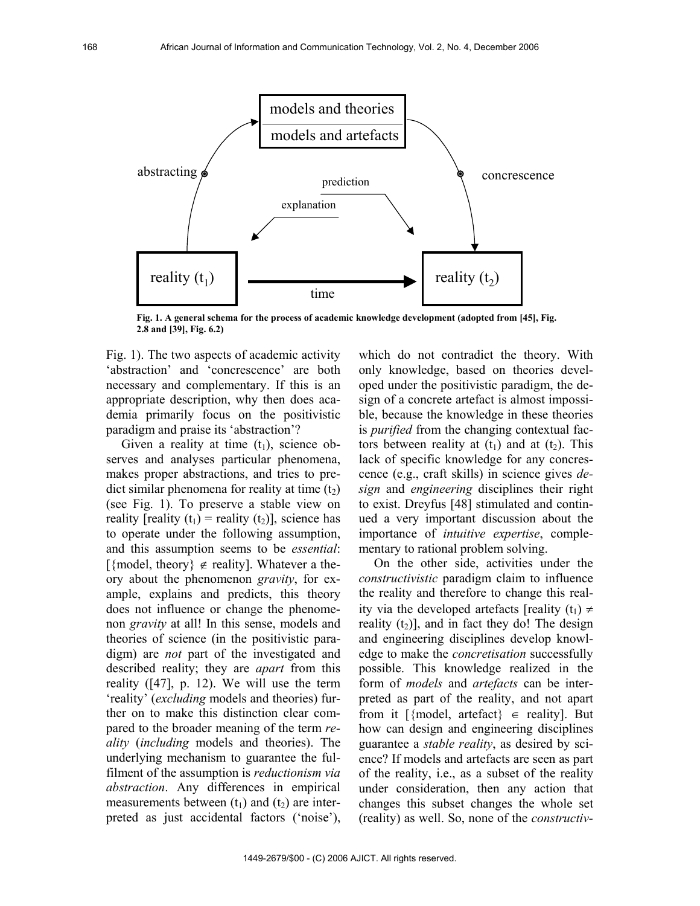Fig. 1. A general schema for the process of academic knowledge development (adopted from [45], Fig. 2.8 and [39], Fig. 6.2)

Fig. 1). The two aspects of academic activity 'abstraction' and 'concrescence' are both necessary and complementary. If this is an appropriate description, why then does academia primarily focus on the positivistic paradigm and praise its 'abstraction'?

Given a reality at time ($t_1$), science observes and analyses particular phenomena, makes proper abstractions, and tries to predict similar phenomena for reality at time ($t_2$) (see Fig. 1). To preserve a stable view on reality [reality ($t_1$) = reality ($t_2$)], science has to operate under the following assumption, and this assumption seems to be *essential*: [{model, theory} $\notin$ reality]. Whatever a theory about the phenomenon *gravity*, for example, explains and predicts, this theory does not influence or change the phenomenon *gravity* at all! In this sense, models and theories of science (in the positivistic paradigm) are *not* part of the investigated and described reality; they are *apart* from this reality ([47], p. 12). We will use the term 'reality' (*excluding* models and theories) further on to make this distinction clear compared to the broader meaning of the term *reality* (*including* models and theories). The underlying mechanism to guarantee the fulfilment of the assumption is *reductionism via abstraction*. Any differences in empirical measurements between ($t_1$) and ($t_2$) are interpreted as just accidental factors ('noise'), which do not contradict the theory. With only knowledge, based on theories developed under the positivistic paradigm, the design of a concrete artefact is almost impossible, because the knowledge in these theories is *purified* from the changing contextual factors between reality at ($t_1$) and at ($t_2$). This lack of specific knowledge for any concrescence (e.g., craft skills) in science gives *design* and *engineering* disciplines their right to exist. Dreyfus [48] stimulated and continued a very important discussion about the importance of *intuitive expertise*, complementary to rational problem solving.

On the other side, activities under the *constructivistic* paradigm claim to influence the reality and therefore to change this reality via the developed artefacts [reality ($t_1$) $\neq$ reality ($t_2$)], and in fact they do! The design and engineering disciplines develop knowledge to make the *concretisation* successfully possible. This knowledge realized in the form of *models* and *artefacts* can be interpreted as part of the reality, and not apart from it [{model, artefact} $\in$ reality]. But how can design and engineering disciplines guarantee a *stable reality*, as desired by science? If models and artefacts are seen as part of the reality, i.e., as a subset of the reality under consideration, then any action that changes this subset changes the whole set (reality) as well. So, none of the *constructiv-*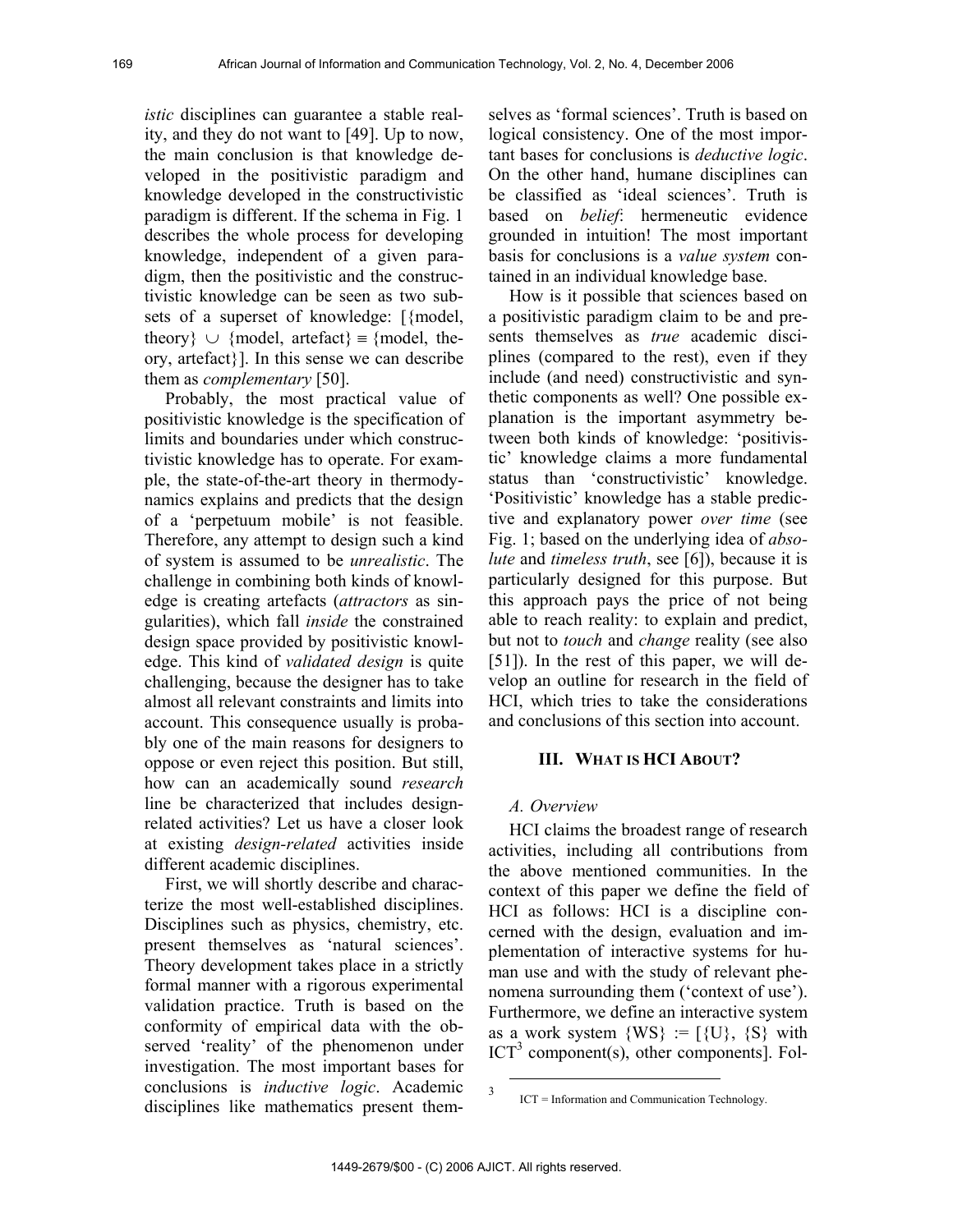*istic* disciplines can guarantee a stable reality, and they do not want to [49]. Up to now, the main conclusion is that knowledge developed in the positivistic paradigm and knowledge developed in the constructivistic paradigm is different. If the schema in Fig. 1 describes the whole process for developing knowledge, independent of a given paradigm, then the positivistic and the constructivistic knowledge can be seen as two subsets of a superset of knowledge: [{model, theory} $\cup$ {model, artefact} $\equiv$ {model, theory, artefact}]. In this sense we can describe them as *complementary* [50].

Probably, the most practical value of positivistic knowledge is the specification of limits and boundaries under which constructivistic knowledge has to operate. For example, the state-of-the-art theory in thermodynamics explains and predicts that the design of a 'perpetuum mobile' is not feasible. Therefore, any attempt to design such a kind of system is assumed to be *unrealistic*. The challenge in combining both kinds of knowledge is creating artefacts (*attractors* as singularities), which fall *inside* the constrained design space provided by positivistic knowledge. This kind of *validated design* is quite challenging, because the designer has to take almost all relevant constraints and limits into account. This consequence usually is probably one of the main reasons for designers to oppose or even reject this position. But still, how can an academically sound *research* line be characterized that includes design-related activities? Let us have a closer look at existing *design-related* activities inside different academic disciplines.

First, we will shortly describe and characterize the most well-established disciplines. Disciplines such as physics, chemistry, etc. present themselves as 'natural sciences'. Theory development takes place in a strictly formal manner with a rigorous experimental validation practice. Truth is based on the conformity of empirical data with the observed 'reality' of the phenomenon under investigation. The most important bases for conclusions is *inductive logic*. Academic disciplines like mathematics present themselves as 'formal sciences'. Truth is based on logical consistency. One of the most important bases for conclusions is *deductive logic*. On the other hand, humane disciplines can be classified as 'ideal sciences'. Truth is based on *belief*: hermeneutic evidence grounded in intuition! The most important basis for conclusions is a *value system* contained in an individual knowledge base.

How is it possible that sciences based on a positivistic paradigm claim to be and presents themselves as *true* academic disciplines (compared to the rest), even if they include (and need) constructivistic and synthetic components as well? One possible explanation is the important asymmetry between both kinds of knowledge: 'positivistic' knowledge claims a more fundamental status than 'constructivistic' knowledge. 'Positivistic' knowledge has a stable predictive and explanatory power *over time* (see Fig. 1; based on the underlying idea of *absolute* and *timeless truth*, see [6]), because it is particularly designed for this purpose. But this approach pays the price of not being able to reach reality: to explain and predict, but not to *touch* and *change* reality (see also [51]). In the rest of this paper, we will develop an outline for research in the field of HCI, which tries to take the considerations and conclusions of this section into account.

## III. WHAT IS HCI ABOUT?

### A. Overview

HCI claims the broadest range of research activities, including all contributions from the above mentioned communities. In the context of this paper we define the field of HCI as follows: HCI is a discipline concerned with the design, evaluation and implementation of interactive systems for human use and with the study of relevant phenomena surrounding them ('context of use'). Furthermore, we define an interactive system as a work system {WS} := [{U}, {S} with ICT[3] component(s), other components]. Fol-

[3] ICT = Information and Communication Technology.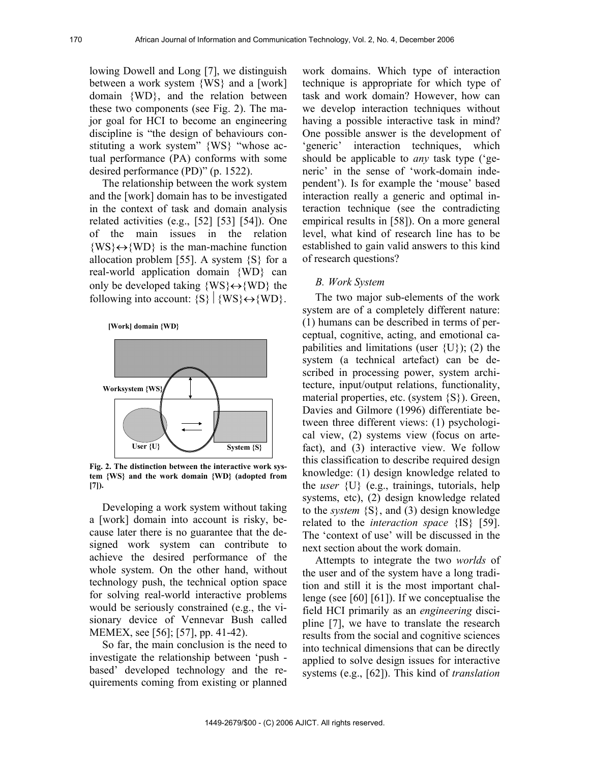lowing Dowell and Long [7], we distinguish between a work system {WS} and a [work] domain {WD}, and the relation between these two components (see Fig. 2). The major goal for HCI to become an engineering discipline is "the design of behaviours constituting a work system" {WS} "whose actual performance (PA) conforms with some desired performance (PD)" (p. 1522).

The relationship between the work system and the [work] domain has to be investigated in the context of task and domain analysis related activities (e.g., [52] [53] [54]). One of the main issues in the relation {WS}↔{WD} is the man-machine function allocation problem [55]. A system {S} for a real-world application domain {WD} can only be developed taking {WS}↔{WD} the following into account: {S} | {WS}↔{WD}.

**Fig. 2. The distinction between the interactive work system {WS} and the work domain {WD} (adopted from [7]).**

Developing a work system without taking a [work] domain into account is risky, because later there is no guarantee that the designed work system can contribute to achieve the desired performance of the whole system. On the other hand, without technology push, the technical option space for solving real-world interactive problems would be seriously constrained (e.g., the visionary device of Vennevar Bush called MEMEX, see [56]; [57], pp. 41-42).

So far, the main conclusion is the need to investigate the relationship between 'push - based' developed technology and the requirements coming from existing or planned work domains. Which type of interaction technique is appropriate for which type of task and work domain? However, how can we develop interaction techniques without having a possible interactive task in mind? One possible answer is the development of 'generic' interaction techniques, which should be applicable to *any* task type ('generic' in the sense of 'work-domain independent'). Is for example the 'mouse' based interaction really a generic and optimal interaction technique (see the contradicting empirical results in [58]). On a more general level, what kind of research line has to be established to gain valid answers to this kind of research questions?

### *B. Work System*

The two major sub-elements of the work system are of a completely different nature: (1) humans can be described in terms of perceptual, cognitive, acting, and emotional capabilities and limitations (user {U}); (2) the system (a technical artefact) can be described in processing power, system architecture, input/output relations, functionality, material properties, etc. (system {S}). Green, Davies and Gilmore (1996) differentiate between three different views: (1) psychological view, (2) systems view (focus on artefact), and (3) interactive view. We follow this classification to describe required design knowledge: (1) design knowledge related to the *user* {U} (e.g., trainings, tutorials, help systems, etc), (2) design knowledge related to the *system* {S}, and (3) design knowledge related to the *interaction space* {IS} [59]. The 'context of use' will be discussed in the next section about the work domain.

Attempts to integrate the two *worlds* of the user and of the system have a long tradition and still it is the most important challenge (see [60] [61]). If we conceptualise the field HCI primarily as an *engineering* discipline [7], we have to translate the research results from the social and cognitive sciences into technical dimensions that can be directly applied to solve design issues for interactive systems (e.g., [62]). This kind of *translation*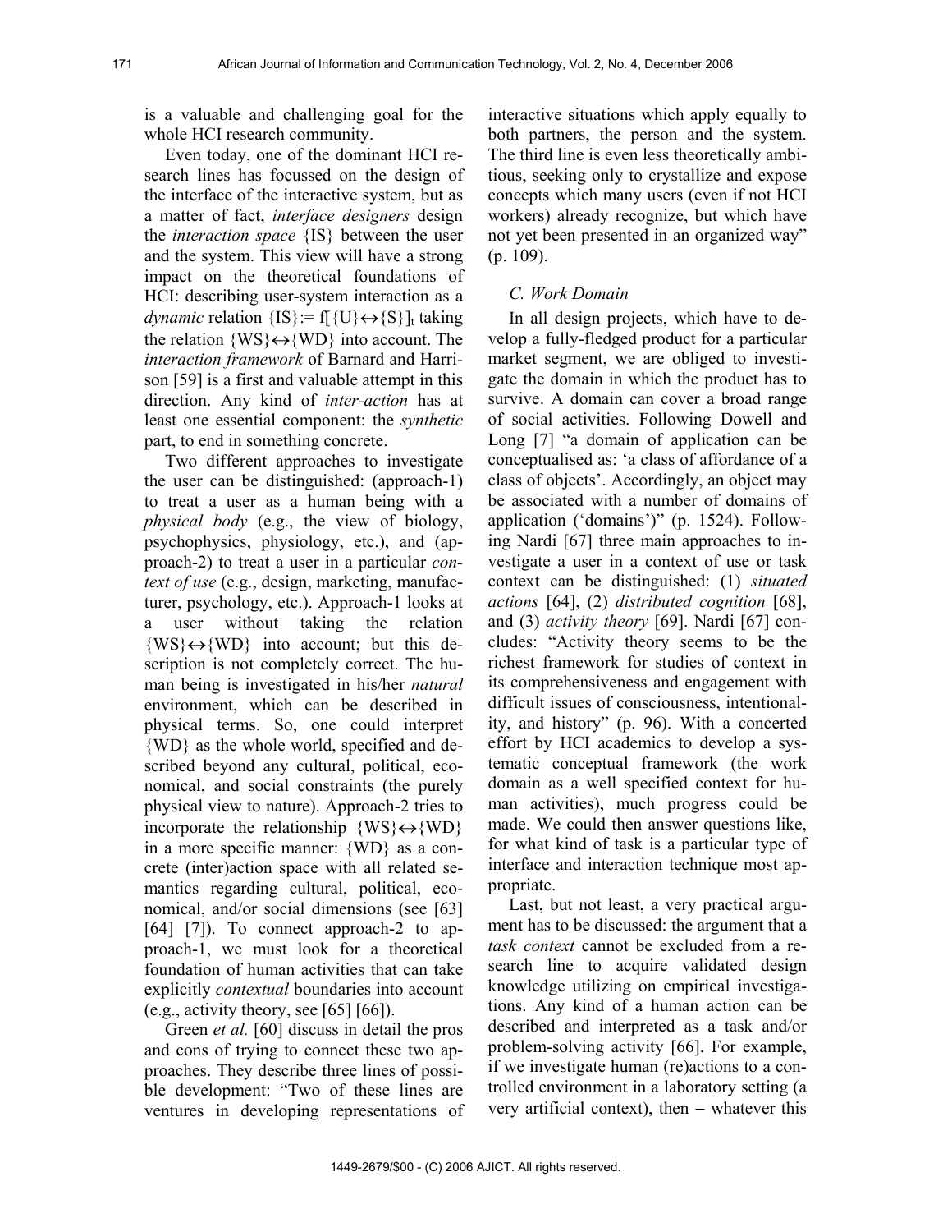is a valuable and challenging goal for the whole HCI research community.

Even today, one of the dominant HCI research lines has focussed on the design of the interface of the interactive system, but as a matter of fact, *interface designers* design the *interaction space* {IS} between the user and the system. This view will have a strong impact on the theoretical foundations of HCI: describing user-system interaction as a *dynamic* relation $\{IS\} := f[\{U\} \leftrightarrow \{S\}]_t$ taking the relation $\{WS\} \leftrightarrow \{WD\}$ into account. The *interaction framework* of Barnard and Harrison [59] is a first and valuable attempt in this direction. Any kind of *inter-action* has at least one essential component: the *synthetic* part, to end in something concrete.

Two different approaches to investigate the user can be distinguished: (approach-1) to treat a user as a human being with a *physical body* (e.g., the view of biology, psychophysics, physiology, etc.), and (approach-2) to treat a user in a particular *context of use* (e.g., design, marketing, manufacturer, psychology, etc.). Approach-1 looks at a user without taking the relation $\{WS\} \leftrightarrow \{WD\}$ into account; but this description is not completely correct. The human being is investigated in his/her *natural* environment, which can be described in physical terms. So, one could interpret {WD} as the whole world, specified and described beyond any cultural, political, economical, and social constraints (the purely physical view to nature). Approach-2 tries to incorporate the relationship $\{WS\} \leftrightarrow \{WD\}$ in a more specific manner: {WD} as a concrete (inter)action space with all related semantics regarding cultural, political, economical, and/or social dimensions (see [63] [64] [7]). To connect approach-2 to approach-1, we must look for a theoretical foundation of human activities that can take explicitly *contextual* boundaries into account (e.g., activity theory, see [65] [66]).

Green *et al.* [60] discuss in detail the pros and cons of trying to connect these two approaches. They describe three lines of possible development: "Two of these lines are ventures in developing representations of interactive situations which apply equally to both partners, the person and the system. The third line is even less theoretically ambitious, seeking only to crystallize and expose concepts which many users (even if not HCI workers) already recognize, but which have not yet been presented in an organized way" (p. 109).

### *C. Work Domain*

In all design projects, which have to develop a fully-fledged product for a particular market segment, we are obliged to investigate the domain in which the product has to survive. A domain can cover a broad range of social activities. Following Dowell and Long [7] "a domain of application can be conceptualised as: 'a class of affordance of a class of objects'. Accordingly, an object may be associated with a number of domains of application ('domains')" (p. 1524). Following Nardi [67] three main approaches to investigate a user in a context of use or task context can be distinguished: (1) *situated actions* [64], (2) *distributed cognition* [68], and (3) *activity theory* [69]. Nardi [67] concludes: "Activity theory seems to be the richest framework for studies of context in its comprehensiveness and engagement with difficult issues of consciousness, intentionality, and history" (p. 96). With a concerted effort by HCI academics to develop a systematic conceptual framework (the work domain as a well specified context for human activities), much progress could be made. We could then answer questions like, for what kind of task is a particular type of interface and interaction technique most appropriate.

Last, but not least, a very practical argument has to be discussed: the argument that a *task context* cannot be excluded from a research line to acquire validated design knowledge utilizing on empirical investigations. Any kind of a human action can be described and interpreted as a task and/or problem-solving activity [66]. For example, if we investigate human (re)actions to a controlled environment in a laboratory setting (a very artificial context), then – whatever this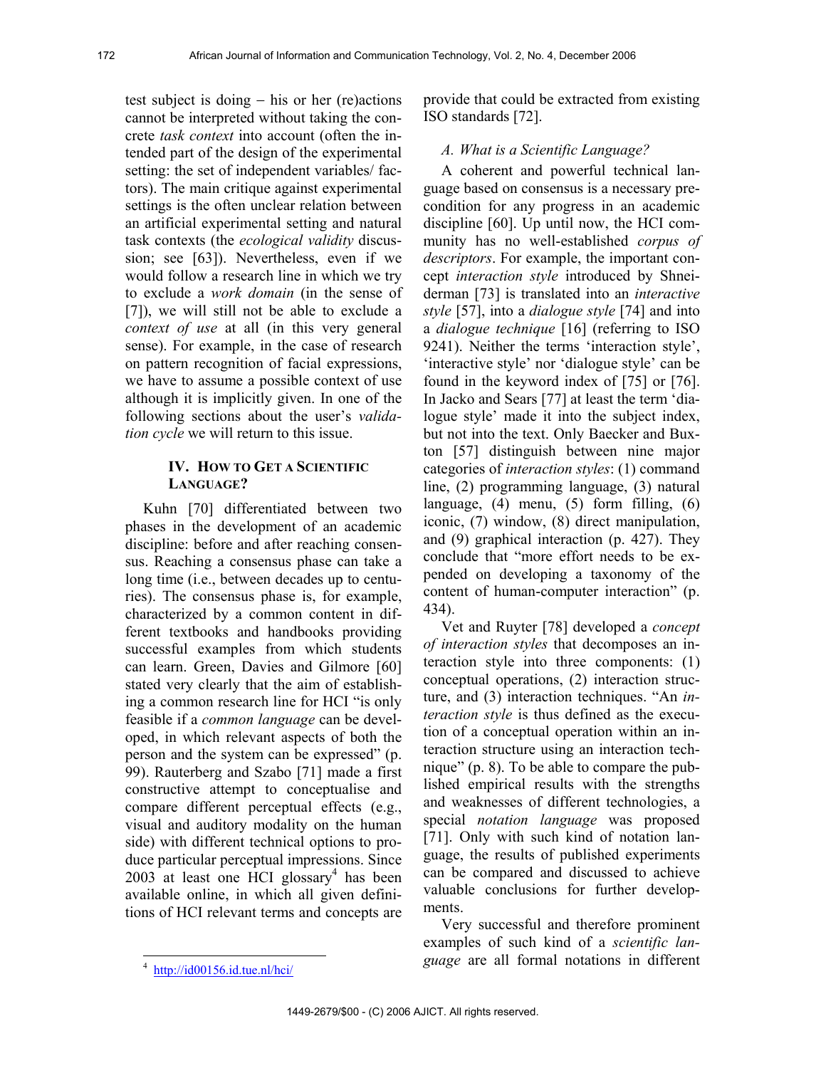test subject is doing – his or her (re)actions cannot be interpreted without taking the concrete *task context* into account (often the intended part of the design of the experimental setting: the set of independent variables/ factors). The main critique against experimental settings is the often unclear relation between an artificial experimental setting and natural task contexts (the *ecological validity* discussion; see [63]). Nevertheless, even if we would follow a research line in which we try to exclude a *work domain* (in the sense of [7]), we will still not be able to exclude a *context of use* at all (in this very general sense). For example, in the case of research on pattern recognition of facial expressions, we have to assume a possible context of use although it is implicitly given. In one of the following sections about the user's *validation cycle* we will return to this issue.

## IV. How to Get a Scientific Language?

Kuhn [70] differentiated between two phases in the development of an academic discipline: before and after reaching consensus. Reaching a consensus phase can take a long time (i.e., between decades up to centuries). The consensus phase is, for example, characterized by a common content in different textbooks and handbooks providing successful examples from which students can learn. Green, Davies and Gilmore [60] stated very clearly that the aim of establishing a common research line for HCI "is only feasible if a *common language* can be developed, in which relevant aspects of both the person and the system can be expressed" (p. 99). Rauterberg and Szabo [71] made a first constructive attempt to conceptualise and compare different perceptual effects (e.g., visual and auditory modality on the human side) with different technical options to produce particular perceptual impressions. Since 2003 at least one HCI glossary[4] has been available online, in which all given definitions of HCI relevant terms and concepts are provide that could be extracted from existing ISO standards [72].

[4] http://id00156.id.tue.nl/hci/

### A. What is a Scientific Language?

A coherent and powerful technical language based on consensus is a necessary precondition for any progress in an academic discipline [60]. Up until now, the HCI community has no well-established *corpus of descriptors*. For example, the important concept *interaction style* introduced by Shneiderman [73] is translated into an *interactive style* [57], into a *dialogue style* [74] and into a *dialogue technique* [16] (referring to ISO 9241). Neither the terms 'interaction style', 'interactive style' nor 'dialogue style' can be found in the keyword index of [75] or [76]. In Jacko and Sears [77] at least the term 'dialogue style' made it into the subject index, but not into the text. Only Baecker and Buxton [57] distinguish between nine major categories of *interaction styles*: (1) command line, (2) programming language, (3) natural language, (4) menu, (5) form filling, (6) iconic, (7) window, (8) direct manipulation, and (9) graphical interaction (p. 427). They conclude that "more effort needs to be expended on developing a taxonomy of the content of human-computer interaction" (p. 434).

Vet and Ruyter [78] developed a *concept of interaction styles* that decomposes an interaction style into three components: (1) conceptual operations, (2) interaction structure, and (3) interaction techniques. "An *interaction style* is thus defined as the execution of a conceptual operation within an interaction structure using an interaction technique" (p. 8). To be able to compare the published empirical results with the strengths and weaknesses of different technologies, a special *notation language* was proposed [71]. Only with such kind of notation language, the results of published experiments can be compared and discussed to achieve valuable conclusions for further developments.

Very successful and therefore prominent examples of such kind of a *scientific language* are all formal notations in different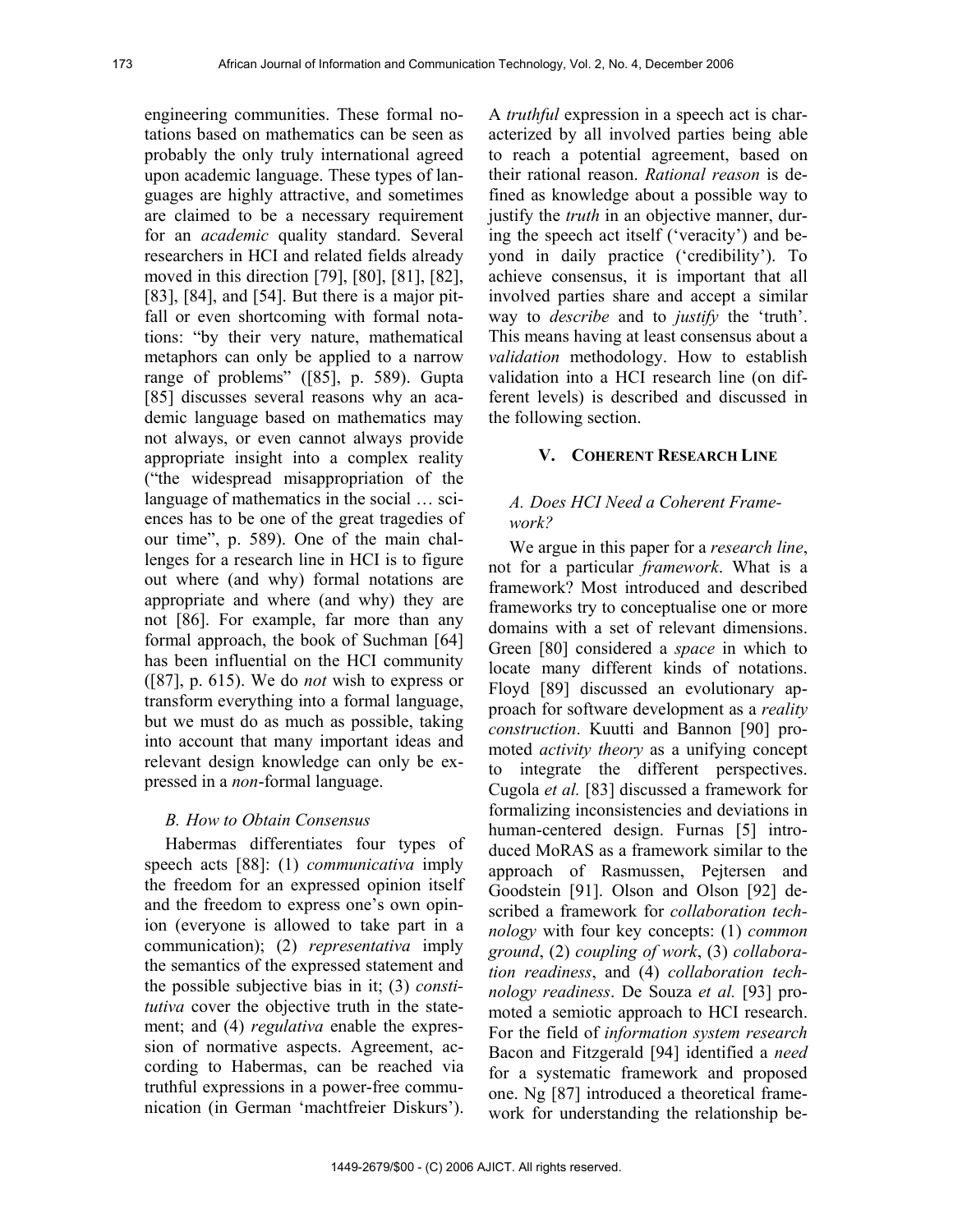engineering communities. These formal notations based on mathematics can be seen as probably the only truly international agreed upon academic language. These types of languages are highly attractive, and sometimes are claimed to be a necessary requirement for an *academic* quality standard. Several researchers in HCI and related fields already moved in this direction [79], [80], [81], [82], [83], [84], and [54]. But there is a major pitfall or even shortcoming with formal notations: "by their very nature, mathematical metaphors can only be applied to a narrow range of problems" ([85], p. 589). Gupta [85] discusses several reasons why an academic language based on mathematics may not always, or even cannot always provide appropriate insight into a complex reality ("the widespread misappropriation of the language of mathematics in the social … sciences has to be one of the great tragedies of our time", p. 589). One of the main challenges for a research line in HCI is to figure out where (and why) formal notations are appropriate and where (and why) they are not [86]. For example, far more than any formal approach, the book of Suchman [64] has been influential on the HCI community ([87], p. 615). We do *not* wish to express or transform everything into a formal language, but we must do as much as possible, taking into account that many important ideas and relevant design knowledge can only be expressed in a *non*-formal language.

### *B. How to Obtain Consensus*

Habermas differentiates four types of speech acts [88]: (1) *communicativa* imply the freedom for an expressed opinion itself and the freedom to express one's own opinion (everyone is allowed to take part in a communication); (2) *representativa* imply the semantics of the expressed statement and the possible subjective bias in it; (3) *constitutiva* cover the objective truth in the statement; and (4) *regulativa* enable the expression of normative aspects. Agreement, according to Habermas, can be reached via truthful expressions in a power-free communication (in German 'machtfreier Diskurs'). A *truthful* expression in a speech act is characterized by all involved parties being able to reach a potential agreement, based on their rational reason. *Rational reason* is defined as knowledge about a possible way to justify the *truth* in an objective manner, during the speech act itself ('veracity') and beyond in daily practice ('credibility'). To achieve consensus, it is important that all involved parties share and accept a similar way to *describe* and to *justify* the 'truth'. This means having at least consensus about a *validation* methodology. How to establish validation into a HCI research line (on different levels) is described and discussed in the following section.

## V. Coherent Research Line

### *A. Does HCI Need a Coherent Framework?*

We argue in this paper for a *research line*, not for a particular *framework*. What is a framework? Most introduced and described frameworks try to conceptualise one or more domains with a set of relevant dimensions. Green [80] considered a *space* in which to locate many different kinds of notations. Floyd [89] discussed an evolutionary approach for software development as a *reality construction*. Kuutti and Bannon [90] promoted *activity theory* as a unifying concept to integrate the different perspectives. Cugola *et al.* [83] discussed a framework for formalizing inconsistencies and deviations in human-centered design. Furnas [5] introduced MoRAS as a framework similar to the approach of Rasmussen, Pejtersen and Goodstein [91]. Olson and Olson [92] described a framework for *collaboration technology* with four key concepts: (1) *common ground*, (2) *coupling of work*, (3) *collaboration readiness*, and (4) *collaboration technology readiness*. De Souza *et al.* [93] promoted a semiotic approach to HCI research. For the field of *information system research* Bacon and Fitzgerald [94] identified a *need* for a systematic framework and proposed one. Ng [87] introduced a theoretical framework for understanding the relationship be-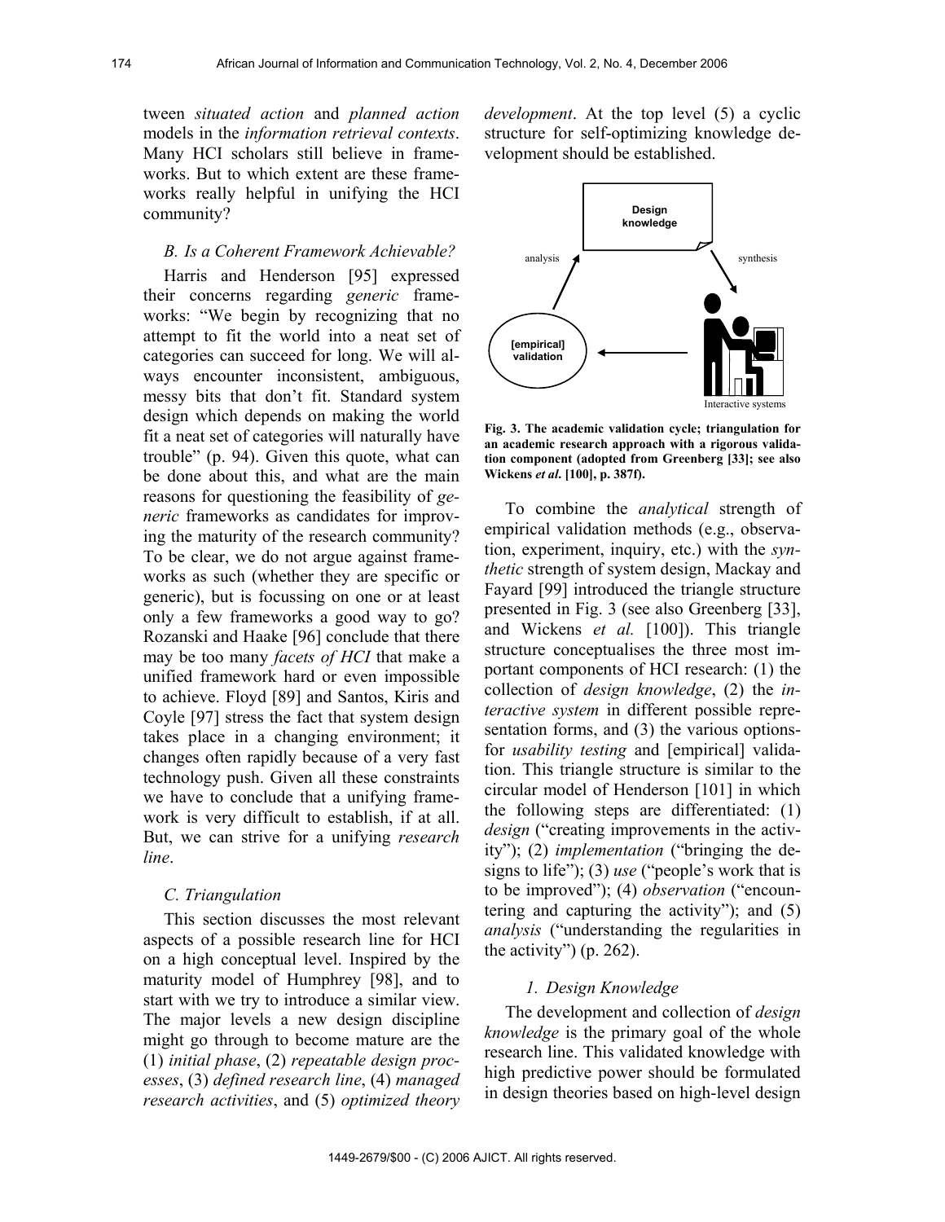tween *situated action* and *planned action* models in the *information retrieval contexts*. Many HCI scholars still believe in frameworks. But to which extent are these frameworks really helpful in unifying the HCI community?

### *B. Is a Coherent Framework Achievable?*

Harris and Henderson [95] expressed their concerns regarding *generic* frameworks: "We begin by recognizing that no attempt to fit the world into a neat set of categories can succeed for long. We will always encounter inconsistent, ambiguous, messy bits that don't fit. Standard system design which depends on making the world fit a neat set of categories will naturally have trouble" (p. 94). Given this quote, what can be done about this, and what are the main reasons for questioning the feasibility of *generic* frameworks as candidates for improving the maturity of the research community? To be clear, we do not argue against frameworks as such (whether they are specific or generic), but is focussing on one or at least only a few frameworks a good way to go? Rozanski and Haake [96] conclude that there may be too many *facets of HCI* that make a unified framework hard or even impossible to achieve. Floyd [89] and Santos, Kiris and Coyle [97] stress the fact that system design takes place in a changing environment; it changes often rapidly because of a very fast technology push. Given all these constraints we have to conclude that a unifying framework is very difficult to establish, if at all. But, we can strive for a unifying *research line*.

### *C. Triangulation*

This section discusses the most relevant aspects of a possible research line for HCI on a high conceptual level. Inspired by the maturity model of Humphrey [98], and to start with we try to introduce a similar view. The major levels a new design discipline might go through to become mature are the (1) *initial phase*, (2) *repeatable design processes*, (3) *defined research line*, (4) *managed research activities*, and (5) *optimized theory development*. At the top level (5) a cyclic structure for self-optimizing knowledge development should be established.

**Fig. 3. The academic validation cycle; triangulation for an academic research approach with a rigorous validation component (adopted from Greenberg [33]; see also Wickens *et al.* [100], p. 387f).**

To combine the *analytical* strength of empirical validation methods (e.g., observation, experiment, inquiry, etc.) with the *synthetic* strength of system design, Mackay and Fayard [99] introduced the triangle structure presented in Fig. 3 (see also Greenberg [33], and Wickens *et al.* [100]). This triangle structure conceptualises the three most important components of HCI research: (1) the collection of *design knowledge*, (2) the *interactive system* in different possible representation forms, and (3) the various optionsfor *usability testing* and [empirical] validation. This triangle structure is similar to the circular model of Henderson [101] in which the following steps are differentiated: (1) *design* ("creating improvements in the activity"); (2) *implementation* ("bringing the designs to life"); (3) *use* ("people's work that is to be improved"); (4) *observation* ("encountering and capturing the activity"); and (5) *analysis* ("understanding the regularities in the activity") (p. 262).

#### *1. Design Knowledge*

The development and collection of *design knowledge* is the primary goal of the whole research line. This validated knowledge with high predictive power should be formulated in design theories based on high-level design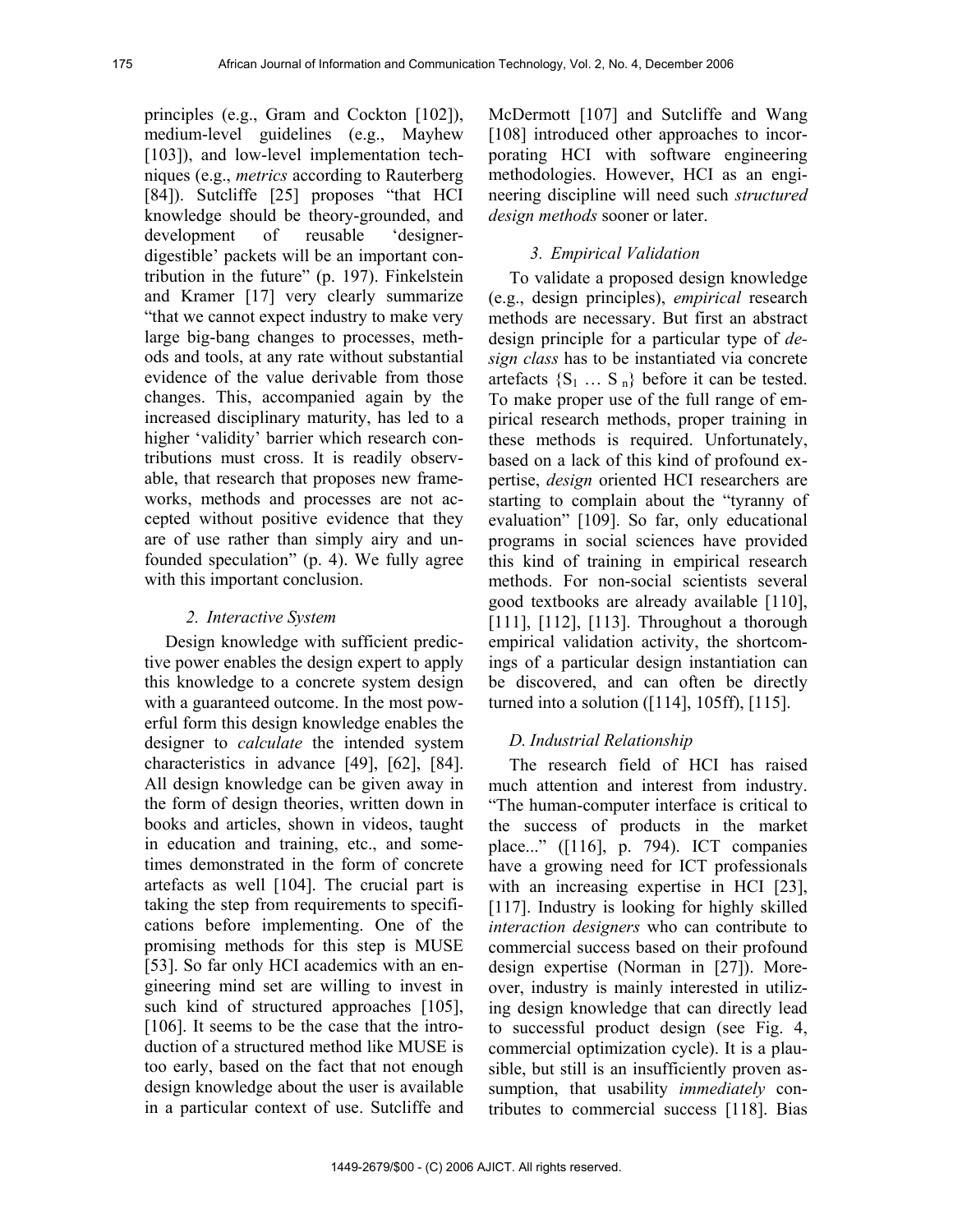principles (e.g., Gram and Cockton [102]), medium-level guidelines (e.g., Mayhew [103]), and low-level implementation techniques (e.g., *metrics* according to Rauterberg [84]). Sutcliffe [25] proposes "that HCI knowledge should be theory-grounded, and development of reusable 'designer-digestible' packets will be an important contribution in the future" (p. 197). Finkelstein and Kramer [17] very clearly summarize "that we cannot expect industry to make very large big-bang changes to processes, methods and tools, at any rate without substantial evidence of the value derivable from those changes. This, accompanied again by the increased disciplinary maturity, has led to a higher 'validity' barrier which research contributions must cross. It is readily observable, that research that proposes new frameworks, methods and processes are not accepted without positive evidence that they are of use rather than simply airy and unfounded speculation" (p. 4). We fully agree with this important conclusion.

### *2. Interactive System*

Design knowledge with sufficient predictive power enables the design expert to apply this knowledge to a concrete system design with a guaranteed outcome. In the most powerful form this design knowledge enables the designer to *calculate* the intended system characteristics in advance [49], [62], [84]. All design knowledge can be given away in the form of design theories, written down in books and articles, shown in videos, taught in education and training, etc., and sometimes demonstrated in the form of concrete artefacts as well [104]. The crucial part is taking the step from requirements to specifications before implementing. One of the promising methods for this step is MUSE [53]. So far only HCI academics with an engineering mind set are willing to invest in such kind of structured approaches [105], [106]. It seems to be the case that the introduction of a structured method like MUSE is too early, based on the fact that not enough design knowledge about the user is available in a particular context of use. Sutcliffe and McDermott [107] and Sutcliffe and Wang [108] introduced other approaches to incorporating HCI with software engineering methodologies. However, HCI as an engineering discipline will need such *structured design methods* sooner or later.

### *3. Empirical Validation*

To validate a proposed design knowledge (e.g., design principles), *empirical* research methods are necessary. But first an abstract design principle for a particular type of *design class* has to be instantiated via concrete artefacts $\{S_1 \dots S_n\}$ before it can be tested. To make proper use of the full range of empirical research methods, proper training in these methods is required. Unfortunately, based on a lack of this kind of profound expertise, *design* oriented HCI researchers are starting to complain about the "tyranny of evaluation" [109]. So far, only educational programs in social sciences have provided this kind of training in empirical research methods. For non-social scientists several good textbooks are already available [110], [111], [112], [113]. Throughout a thorough empirical validation activity, the shortcomings of a particular design instantiation can be discovered, and can often be directly turned into a solution ([114], 105ff), [115].

## *D. Industrial Relationship*

The research field of HCI has raised much attention and interest from industry. "The human-computer interface is critical to the success of products in the market place..." ([116], p. 794). ICT companies have a growing need for ICT professionals with an increasing expertise in HCI [23], [117]. Industry is looking for highly skilled *interaction designers* who can contribute to commercial success based on their profound design expertise (Norman in [27]). Moreover, industry is mainly interested in utilizing design knowledge that can directly lead to successful product design (see Fig. 4, commercial optimization cycle). It is a plausible, but still is an insufficiently proven assumption, that usability *immediately* contributes to commercial success [118]. Bias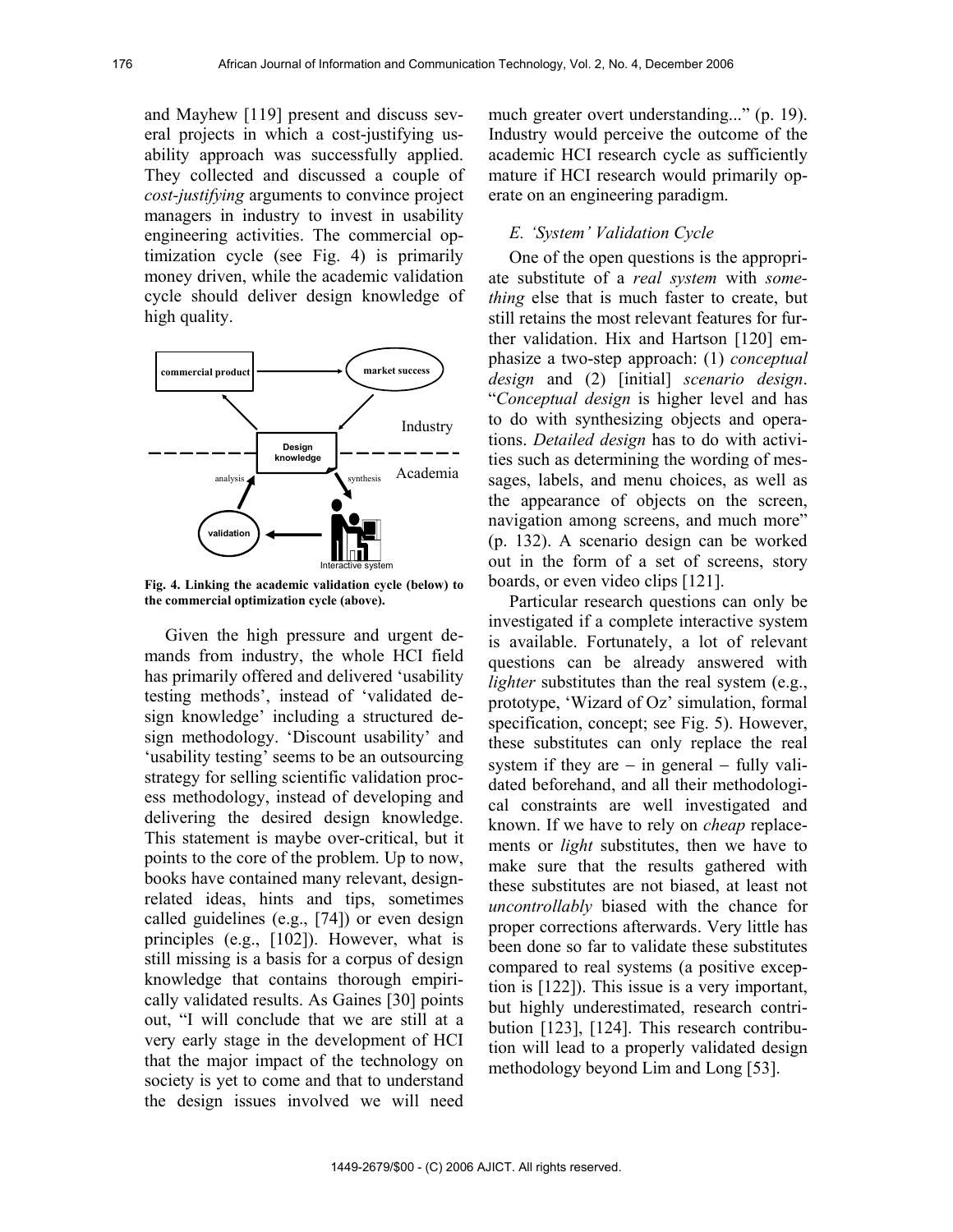and Mayhew [119] present and discuss several projects in which a cost-justifying usability approach was successfully applied. They collected and discussed a couple of *cost-justifying* arguments to convince project managers in industry to invest in usability engineering activities. The commercial optimization cycle (see Fig. 4) is primarily money driven, while the academic validation cycle should deliver design knowledge of high quality.

**Fig. 4. Linking the academic validation cycle (below) to the commercial optimization cycle (above).**

Given the high pressure and urgent demands from industry, the whole HCI field has primarily offered and delivered 'usability testing methods', instead of 'validated design knowledge' including a structured design methodology. 'Discount usability' and 'usability testing' seems to be an outsourcing strategy for selling scientific validation process methodology, instead of developing and delivering the desired design knowledge. This statement is maybe over-critical, but it points to the core of the problem. Up to now, books have contained many relevant, design-related ideas, hints and tips, sometimes called guidelines (e.g., [74]) or even design principles (e.g., [102]). However, what is still missing is a basis for a corpus of design knowledge that contains thorough empirically validated results. As Gaines [30] points out, "I will conclude that we are still at a very early stage in the development of HCI that the major impact of the technology on society is yet to come and that to understand the design issues involved we will need much greater overt understanding..." (p. 19). Industry would perceive the outcome of the academic HCI research cycle as sufficiently mature if HCI research would primarily operate on an engineering paradigm.

### *E. 'System' Validation Cycle*

One of the open questions is the appropriate substitute of a *real system* with *something* else that is much faster to create, but still retains the most relevant features for further validation. Hix and Hartson [120] emphasize a two-step approach: (1) *conceptual design* and (2) [initial] *scenario design*. "*Conceptual design* is higher level and has to do with synthesizing objects and operations. *Detailed design* has to do with activities such as determining the wording of messages, labels, and menu choices, as well as the appearance of objects on the screen, navigation among screens, and much more" (p. 132). A scenario design can be worked out in the form of a set of screens, story boards, or even video clips [121].

Particular research questions can only be investigated if a complete interactive system is available. Fortunately, a lot of relevant questions can be already answered with *lighter* substitutes than the real system (e.g., prototype, 'Wizard of Oz' simulation, formal specification, concept; see Fig. 5). However, these substitutes can only replace the real system if they are − in general − fully validated beforehand, and all their methodological constraints are well investigated and known. If we have to rely on *cheap* replacements or *light* substitutes, then we have to make sure that the results gathered with these substitutes are not biased, at least not *uncontrollably* biased with the chance for proper corrections afterwards. Very little has been done so far to validate these substitutes compared to real systems (a positive exception is [122]). This issue is a very important, but highly underestimated, research contribution [123], [124]. This research contribution will lead to a properly validated design methodology beyond Lim and Long [53].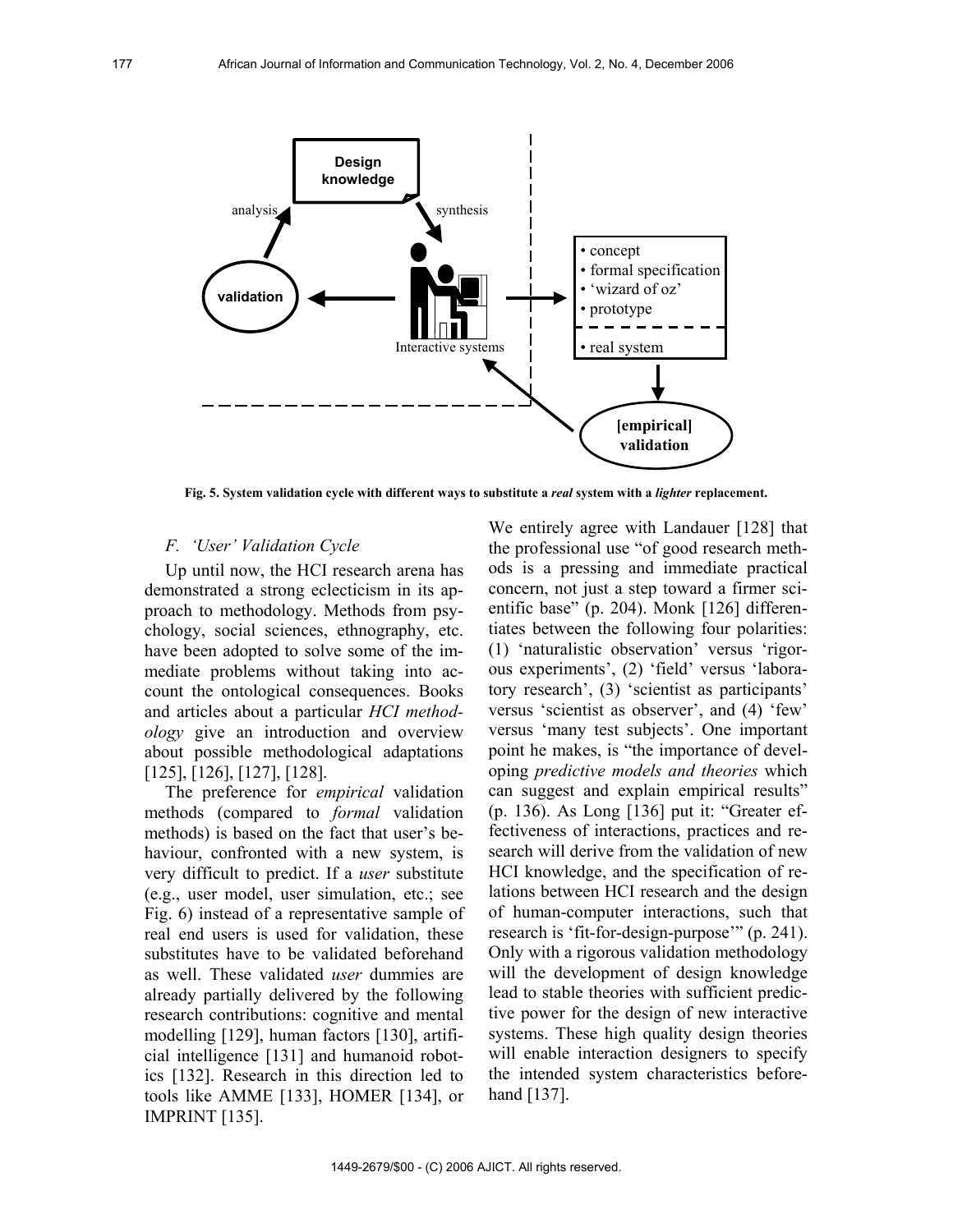Fig. 5. System validation cycle with different ways to substitute a *real* system with a *lighter* replacement.

### F. 'User' Validation Cycle

Up until now, the HCI research arena has demonstrated a strong eclecticism in its approach to methodology. Methods from psychology, social sciences, ethnography, etc. have been adopted to solve some of the immediate problems without taking into account the ontological consequences. Books and articles about a particular *HCI methodology* give an introduction and overview about possible methodological adaptations [125], [126], [127], [128].

The preference for *empirical* validation methods (compared to *formal* validation methods) is based on the fact that user's behaviour, confronted with a new system, is very difficult to predict. If a *user* substitute (e.g., user model, user simulation, etc.; see Fig. 6) instead of a representative sample of real end users is used for validation, these substitutes have to be validated beforehand as well. These validated *user* dummies are already partially delivered by the following research contributions: cognitive and mental modelling [129], human factors [130], artificial intelligence [131] and humanoid robotics [132]. Research in this direction led to tools like AMME [133], HOMER [134], or IMPRINT [135].

We entirely agree with Landauer [128] that the professional use "of good research methods is a pressing and immediate practical concern, not just a step toward a firmer scientific base" (p. 204). Monk [126] differentiates between the following four polarities: (1) 'naturalistic observation' versus 'rigorous experiments', (2) 'field' versus 'laboratory research', (3) 'scientist as participants' versus 'scientist as observer', and (4) 'few' versus 'many test subjects'. One important point he makes, is "the importance of developing *predictive models and theories* which can suggest and explain empirical results" (p. 136). As Long [136] put it: "Greater effectiveness of interactions, practices and research will derive from the validation of new HCI knowledge, and the specification of relations between HCI research and the design of human-computer interactions, such that research is 'fit-for-design-purpose'" (p. 241). Only with a rigorous validation methodology will the development of design knowledge lead to stable theories with sufficient predictive power for the design of new interactive systems. These high quality design theories will enable interaction designers to specify the intended system characteristics beforehand [137].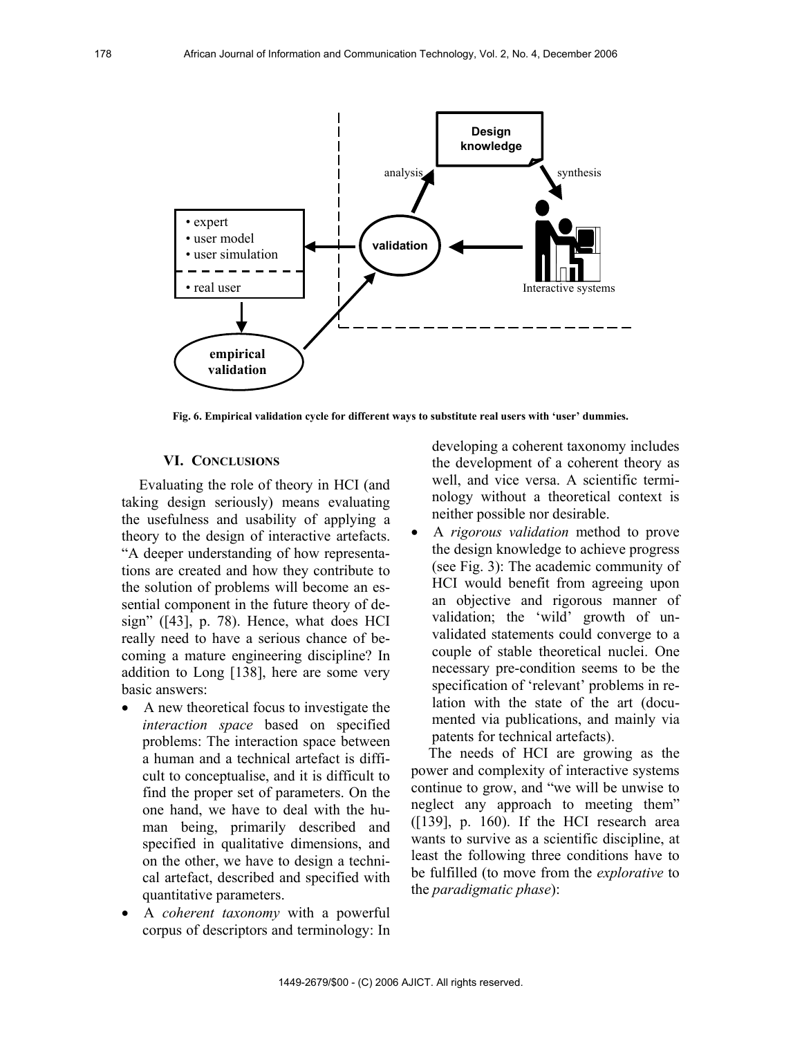Fig. 6. Empirical validation cycle for different ways to substitute real users with 'user' dummies.

## VI. CONCLUSIONS

Evaluating the role of theory in HCI (and taking design seriously) means evaluating the usefulness and usability of applying a theory to the design of interactive artefacts. "A deeper understanding of how representations are created and how they contribute to the solution of problems will become an essential component in the future theory of design" ([43], p. 78). Hence, what does HCI really need to have a serious chance of becoming a mature engineering discipline? In addition to Long [138], here are some very basic answers:

- A new theoretical focus to investigate the *interaction space* based on specified problems: The interaction space between a human and a technical artefact is difficult to conceptualise, and it is difficult to find the proper set of parameters. On the one hand, we have to deal with the human being, primarily described and specified in qualitative dimensions, and on the other, we have to design a technical artefact, described and specified with quantitative parameters.
- A *coherent taxonomy* with a powerful corpus of descriptors and terminology: In developing a coherent taxonomy includes the development of a coherent theory as well, and vice versa. A scientific terminology without a theoretical context is neither possible nor desirable.
- A *rigorous validation* method to prove the design knowledge to achieve progress (see Fig. 3): The academic community of HCI would benefit from agreeing upon an objective and rigorous manner of validation; the 'wild' growth of unvalidated statements could converge to a couple of stable theoretical nuclei. One necessary pre-condition seems to be the specification of 'relevant' problems in relation with the state of the art (documented via publications, and mainly via patents for technical artefacts).

The needs of HCI are growing as the power and complexity of interactive systems continue to grow, and "we will be unwise to neglect any approach to meeting them" ([139], p. 160). If the HCI research area wants to survive as a scientific discipline, at least the following three conditions have to be fulfilled (to move from the *explorative* to the *paradigmatic phase*):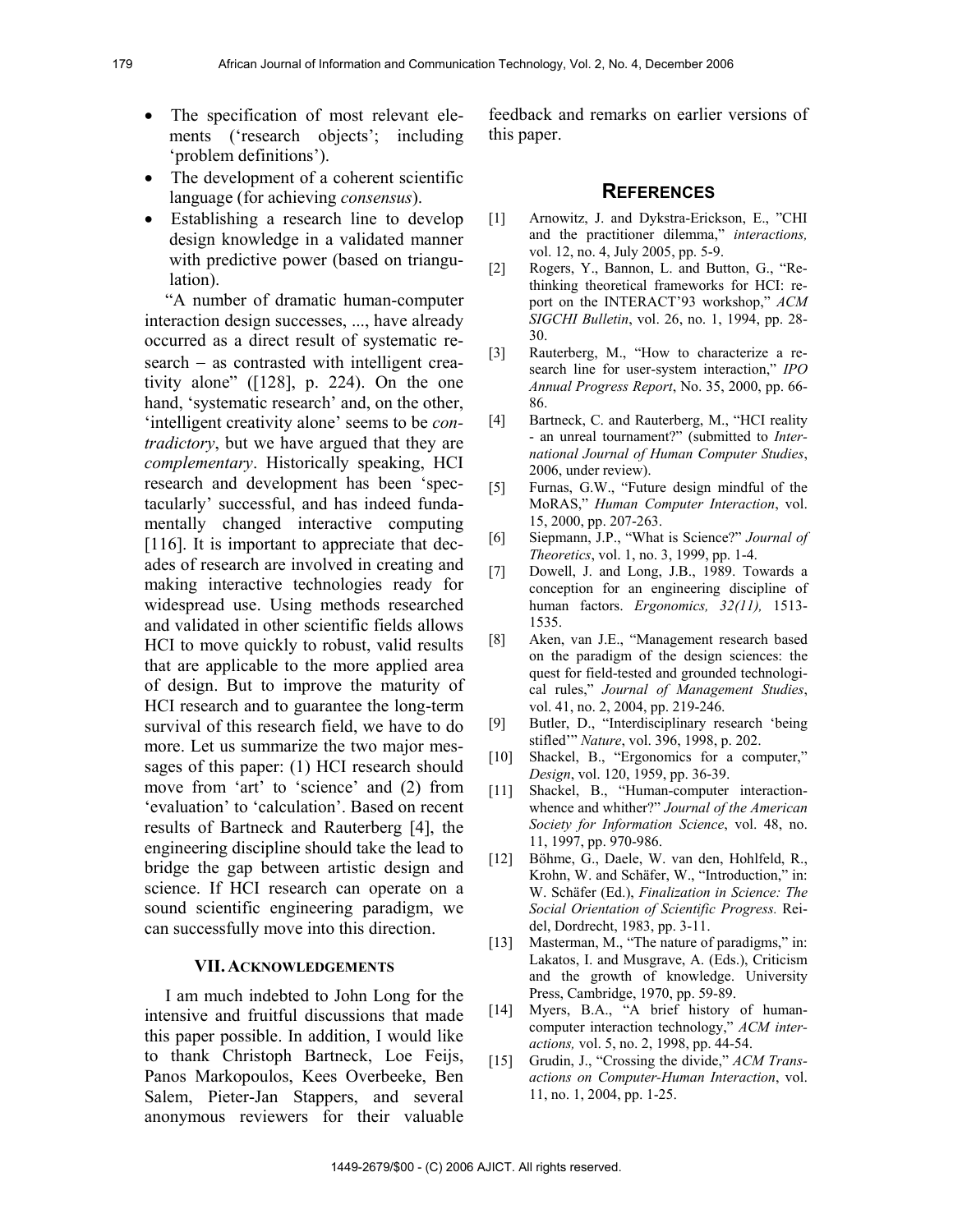- The specification of most relevant elements ('research objects'; including 'problem definitions').
- The development of a coherent scientific language (for achieving *consensus*).
- Establishing a research line to develop design knowledge in a validated manner with predictive power (based on triangulation).

"A number of dramatic human-computer interaction design successes, ..., have already occurred as a direct result of systematic research – as contrasted with intelligent creativity alone" ([128], p. 224). On the one hand, 'systematic research' and, on the other, 'intelligent creativity alone' seems to be *contradictory*, but we have argued that they are *complementary*. Historically speaking, HCI research and development has been 'spectacularly' successful, and has indeed fundamentally changed interactive computing [116]. It is important to appreciate that decades of research are involved in creating and making interactive technologies ready for widespread use. Using methods researched and validated in other scientific fields allows HCI to move quickly to robust, valid results that are applicable to the more applied area of design. But to improve the maturity of HCI research and to guarantee the long-term survival of this research field, we have to do more. Let us summarize the two major messages of this paper: (1) HCI research should move from 'art' to 'science' and (2) from 'evaluation' to 'calculation'. Based on recent results of Bartneck and Rauterberg [4], the engineering discipline should take the lead to bridge the gap between artistic design and science. If HCI research can operate on a sound scientific engineering paradigm, we can successfully move into this direction.

## VII. Acknowledgements

I am much indebted to John Long for the intensive and fruitful discussions that made this paper possible. In addition, I would like to thank Christoph Bartneck, Loe Feijs, Panos Markopoulos, Kees Overbeeke, Ben Salem, Pieter-Jan Stappers, and several anonymous reviewers for their valuable feedback and remarks on earlier versions of this paper.

## References

[1] Arnowitz, J. and Dykstra-Erickson, E., "CHI and the practitioner dilemma," *interactions,* vol. 12, no. 4, July 2005, pp. 5-9.

[2] Rogers, Y., Bannon, L. and Button, G., "Rethinking theoretical frameworks for HCI: report on the INTERACT'93 workshop," *ACM SIGCHI Bulletin*, vol. 26, no. 1, 1994, pp. 28-30.

[3] Rauterberg, M., "How to characterize a research line for user-system interaction," *IPO Annual Progress Report*, No. 35, 2000, pp. 66-86.

[4] Bartneck, C. and Rauterberg, M., "HCI reality - an unreal tournament?" (submitted to *International Journal of Human Computer Studies*, 2006, under review).

[5] Furnas, G.W., "Future design mindful of the MoRAS," *Human Computer Interaction*, vol. 15, 2000, pp. 207-263.

[6] Siepmann, J.P., "What is Science?" *Journal of Theoretics*, vol. 1, no. 3, 1999, pp. 1-4.

[7] Dowell, J. and Long, J.B., 1989. Towards a conception for an engineering discipline of human factors. *Ergonomics, 32(11),* 1513-1535.

[8] Aken, van J.E., "Management research based on the paradigm of the design sciences: the quest for field-tested and grounded technological rules," *Journal of Management Studies*, vol. 41, no. 2, 2004, pp. 219-246.

[9] Butler, D., "Interdisciplinary research 'being stifled'" *Nature*, vol. 396, 1998, p. 202.

[10] Shackel, B., "Ergonomics for a computer," *Design*, vol. 120, 1959, pp. 36-39.

[11] Shackel, B., "Human-computer interaction-whence and whither?" *Journal of the American Society for Information Science*, vol. 48, no. 11, 1997, pp. 970-986.

[12] Böhme, G., Daele, W. van den, Hohlfeld, R., Krohn, W. and Schäfer, W., "Introduction," in: W. Schäfer (Ed.), *Finalization in Science: The Social Orientation of Scientific Progress.* Reidel, Dordrecht, 1983, pp. 3-11.

[13] Masterman, M., "The nature of paradigms," in: Lakatos, I. and Musgrave, A. (Eds.), Criticism and the growth of knowledge. University Press, Cambridge, 1970, pp. 59-89.

[14] Myers, B.A., "A brief history of human-computer interaction technology," *ACM interactions,* vol. 5, no. 2, 1998, pp. 44-54.

[15] Grudin, J., "Crossing the divide," *ACM Transactions on Computer-Human Interaction*, vol. 11, no. 1, 2004, pp. 1-25.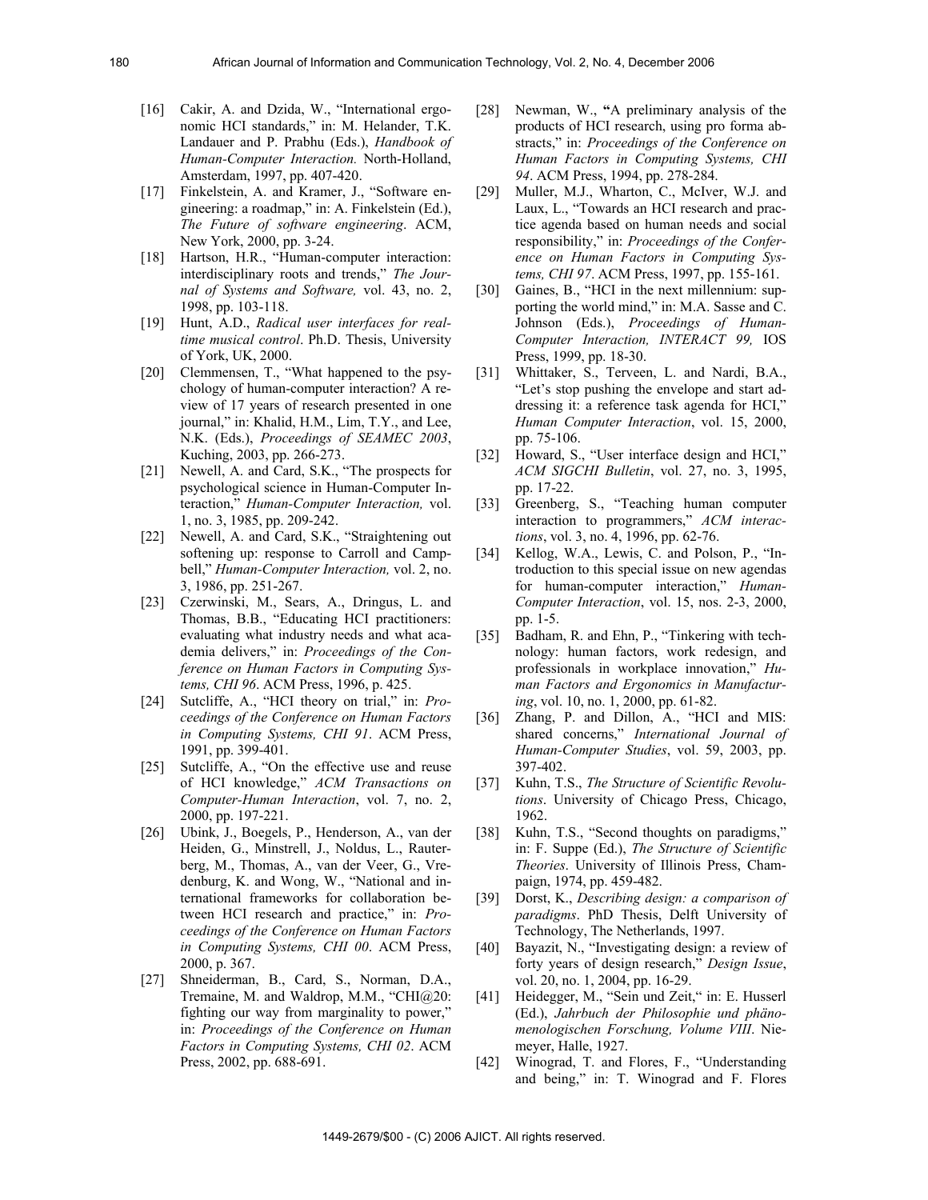[16] Cakir, A. and Dzida, W., "International ergonomic HCI standards," in: M. Helander, T.K. Landauer and P. Prabhu (Eds.), *Handbook of Human-Computer Interaction.* North-Holland, Amsterdam, 1997, pp. 407-420.

[17] Finkelstein, A. and Kramer, J., "Software engineering: a roadmap," in: A. Finkelstein (Ed.), *The Future of software engineering*. ACM, New York, 2000, pp. 3-24.

[18] Hartson, H.R., "Human-computer interaction: interdisciplinary roots and trends," *The Journal of Systems and Software,* vol. 43, no. 2, 1998, pp. 103-118.

[19] Hunt, A.D., *Radical user interfaces for real-time musical control*. Ph.D. Thesis, University of York, UK, 2000.

[20] Clemmensen, T., "What happened to the psychology of human-computer interaction? A review of 17 years of research presented in one journal," in: Khalid, H.M., Lim, T.Y., and Lee, N.K. (Eds.), *Proceedings of SEAMEC 2003*, Kuching, 2003, pp. 266-273.

[21] Newell, A. and Card, S.K., "The prospects for psychological science in Human-Computer Interaction," *Human-Computer Interaction,* vol. 1, no. 3, 1985, pp. 209-242.

[22] Newell, A. and Card, S.K., "Straightening out softening up: response to Carroll and Campbell," *Human-Computer Interaction,* vol. 2, no. 3, 1986, pp. 251-267.

[23] Czerwinski, M., Sears, A., Dringus, L. and Thomas, B.B., "Educating HCI practitioners: evaluating what industry needs and what academia delivers," in: *Proceedings of the Conference on Human Factors in Computing Systems, CHI 96*. ACM Press, 1996, p. 425.

[24] Sutcliffe, A., "HCI theory on trial," in: *Proceedings of the Conference on Human Factors in Computing Systems, CHI 91*. ACM Press, 1991, pp. 399-401.

[25] Sutcliffe, A., "On the effective use and reuse of HCI knowledge," *ACM Transactions on Computer-Human Interaction*, vol. 7, no. 2, 2000, pp. 197-221.

[26] Ubink, J., Boegels, P., Henderson, A., van der Heiden, G., Minstrell, J., Noldus, L., Rauterberg, M., Thomas, A., van der Veer, G., Vredenburg, K. and Wong, W., "National and international frameworks for collaboration between HCI research and practice," in: *Proceedings of the Conference on Human Factors in Computing Systems, CHI 00*. ACM Press, 2000, p. 367.

[27] Shneiderman, B., Card, S., Norman, D.A., Tremaine, M. and Waldrop, M.M., "CHI@20: fighting our way from marginality to power," in: *Proceedings of the Conference on Human Factors in Computing Systems, CHI 02*. ACM Press, 2002, pp. 688-691.

[28] Newman, W., "A preliminary analysis of the products of HCI research, using pro forma abstracts," in: *Proceedings of the Conference on Human Factors in Computing Systems, CHI 94*. ACM Press, 1994, pp. 278-284.

[29] Muller, M.J., Wharton, C., McIver, W.J. and Laux, L., "Towards an HCI research and practice agenda based on human needs and social responsibility," in: *Proceedings of the Conference on Human Factors in Computing Systems, CHI 97*. ACM Press, 1997, pp. 155-161.

[30] Gaines, B., "HCI in the next millennium: supporting the world mind," in: M.A. Sasse and C. Johnson (Eds.), *Proceedings of Human-Computer Interaction, INTERACT 99,* IOS Press, 1999, pp. 18-30.

[31] Whittaker, S., Terveen, L. and Nardi, B.A., "Let's stop pushing the envelope and start addressing it: a reference task agenda for HCI," *Human Computer Interaction*, vol. 15, 2000, pp. 75-106.

[32] Howard, S., "User interface design and HCI," *ACM SIGCHI Bulletin*, vol. 27, no. 3, 1995, pp. 17-22.

[33] Greenberg, S., "Teaching human computer interaction to programmers," *ACM interactions*, vol. 3, no. 4, 1996, pp. 62-76.

[34] Kellog, W.A., Lewis, C. and Polson, P., "Introduction to this special issue on new agendas for human-computer interaction," *Human-Computer Interaction*, vol. 15, nos. 2-3, 2000, pp. 1-5.

[35] Badham, R. and Ehn, P., "Tinkering with technology: human factors, work redesign, and professionals in workplace innovation," *Human Factors and Ergonomics in Manufacturing*, vol. 10, no. 1, 2000, pp. 61-82.

[36] Zhang, P. and Dillon, A., "HCI and MIS: shared concerns," *International Journal of Human-Computer Studies*, vol. 59, 2003, pp. 397-402.

[37] Kuhn, T.S., *The Structure of Scientific Revolutions*. University of Chicago Press, Chicago, 1962.

[38] Kuhn, T.S., "Second thoughts on paradigms," in: F. Suppe (Ed.), *The Structure of Scientific Theories*. University of Illinois Press, Champaign, 1974, pp. 459-482.

[39] Dorst, K., *Describing design: a comparison of paradigms*. PhD Thesis, Delft University of Technology, The Netherlands, 1997.

[40] Bayazit, N., "Investigating design: a review of forty years of design research," *Design Issue*, vol. 20, no. 1, 2004, pp. 16-29.

[41] Heidegger, M., "Sein und Zeit," in: E. Husserl (Ed.), *Jahrbuch der Philosophie und phänomenologischen Forschung, Volume VIII*. Niemeyer, Halle, 1927.

[42] Winograd, T. and Flores, F., "Understanding and being," in: T. Winograd and F. Flores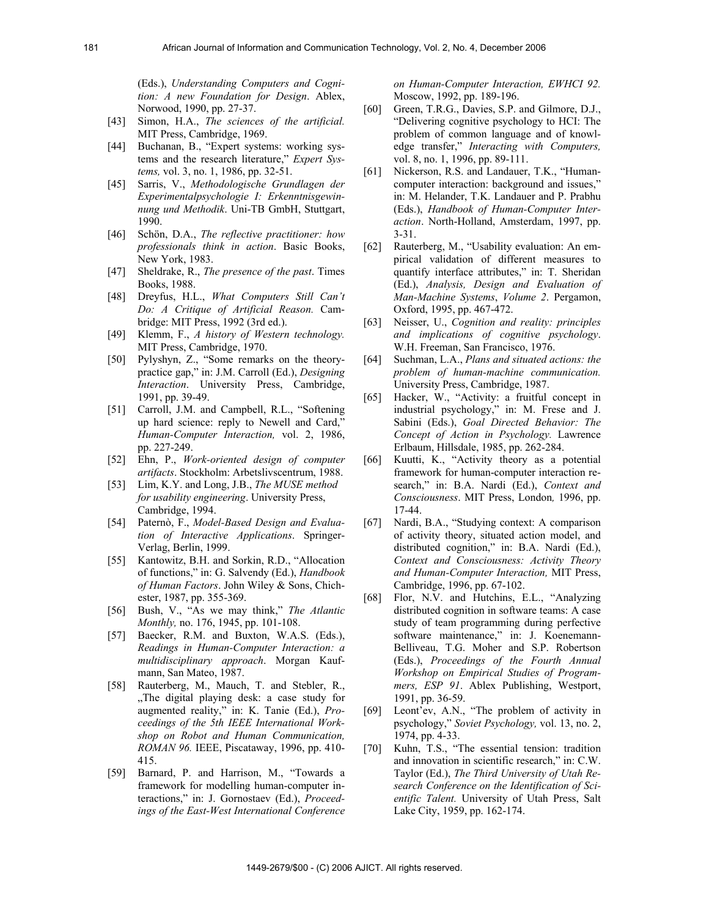(Eds.), *Understanding Computers and Cognition: A new Foundation for Design*. Ablex, Norwood, 1990, pp. 27-37.

[43] Simon, H.A., *The sciences of the artificial.* MIT Press, Cambridge, 1969.

[44] Buchanan, B., "Expert systems: working systems and the research literature," *Expert Systems,* vol. 3, no. 1, 1986, pp. 32-51.

[45] Sarris, V., *Methodologische Grundlagen der Experimentalpsychologie I: Erkenntnisgewinnung und Methodik*. Uni-TB GmbH, Stuttgart, 1990.

[46] Schön, D.A., *The reflective practitioner: how professionals think in action*. Basic Books, New York, 1983.

[47] Sheldrake, R., *The presence of the past*. Times Books, 1988.

[48] Dreyfus, H.L., *What Computers Still Can't Do: A Critique of Artificial Reason.* Cambridge: MIT Press, 1992 (3rd ed.).

[49] Klemm, F., *A history of Western technology.* MIT Press, Cambridge, 1970.

[50] Pylyshyn, Z., "Some remarks on the theory-practice gap," in: J.M. Carroll (Ed.), *Designing Interaction*. University Press, Cambridge, 1991, pp. 39-49.

[51] Carroll, J.M. and Campbell, R.L., "Softening up hard science: reply to Newell and Card," *Human-Computer Interaction,* vol. 2, 1986, pp. 227-249.

[52] Ehn, P., *Work-oriented design of computer artifacts*. Stockholm: Arbetslivscentrum, 1988.

[53] Lim, K.Y. and Long, J.B., *The MUSE method for usability engineering*. University Press, Cambridge, 1994.

[54] Paternò, F., *Model-Based Design and Evaluation of Interactive Applications*. Springer-Verlag, Berlin, 1999.

[55] Kantowitz, B.H. and Sorkin, R.D., "Allocation of functions," in: G. Salvendy (Ed.), *Handbook of Human Factors*. John Wiley & Sons, Chichester, 1987, pp. 355-369.

[56] Bush, V., "As we may think," *The Atlantic Monthly,* no. 176, 1945, pp. 101-108.

[57] Baecker, R.M. and Buxton, W.A.S. (Eds.), *Readings in Human-Computer Interaction: a multidisciplinary approach*. Morgan Kaufmann, San Mateo, 1987.

[58] Rauterberg, M., Mauch, T. and Stebler, R., „The digital playing desk: a case study for augmented reality," in: K. Tanie (Ed.), *Proceedings of the 5th IEEE International Workshop on Robot and Human Communication, ROMAN 96.* IEEE, Piscataway, 1996, pp. 410-415.

[59] Barnard, P. and Harrison, M., "Towards a framework for modelling human-computer interactions," in: J. Gornostaev (Ed.), *Proceedings of the East-West International Conference on Human-Computer Interaction, EWHCI 92.* Moscow, 1992, pp. 189-196.

[60] Green, T.R.G., Davies, S.P. and Gilmore, D.J., "Delivering cognitive psychology to HCI: The problem of common language and of knowledge transfer," *Interacting with Computers,* vol. 8, no. 1, 1996, pp. 89-111.

[61] Nickerson, R.S. and Landauer, T.K., "Human-computer interaction: background and issues," in: M. Helander, T.K. Landauer and P. Prabhu (Eds.), *Handbook of Human-Computer Interaction*. North-Holland, Amsterdam, 1997, pp. 3-31.

[62] Rauterberg, M., "Usability evaluation: An empirical validation of different measures to quantify interface attributes," in: T. Sheridan (Ed.), *Analysis, Design and Evaluation of Man-Machine Systems*, *Volume 2*. Pergamon, Oxford, 1995, pp. 467-472.

[63] Neisser, U., *Cognition and reality: principles and implications of cognitive psychology*. W.H. Freeman, San Francisco, 1976.

[64] Suchman, L.A., *Plans and situated actions: the problem of human-machine communication.* University Press, Cambridge, 1987.

[65] Hacker, W., "Activity: a fruitful concept in industrial psychology," in: M. Frese and J. Sabini (Eds.), *Goal Directed Behavior: The Concept of Action in Psychology.* Lawrence Erlbaum, Hillsdale, 1985, pp. 262-284.

[66] Kuutti, K., "Activity theory as a potential framework for human-computer interaction research," in: B.A. Nardi (Ed.), *Context and Consciousness*. MIT Press, London*,* 1996, pp. 17-44.

[67] Nardi, B.A., "Studying context: A comparison of activity theory, situated action model, and distributed cognition," in: B.A. Nardi (Ed.), *Context and Consciousness: Activity Theory and Human-Computer Interaction,* MIT Press, Cambridge, 1996, pp. 67-102.

[68] Flor, N.V. and Hutchins, E.L., "Analyzing distributed cognition in software teams: A case study of team programming during perfective software maintenance," in: J. Koenemann-Belliveau, T.G. Moher and S.P. Robertson (Eds.), *Proceedings of the Fourth Annual Workshop on Empirical Studies of Programmers, ESP 91*. Ablex Publishing, Westport, 1991, pp. 36-59.

[69] Leont'ev, A.N., "The problem of activity in psychology," *Soviet Psychology,* vol. 13, no. 2, 1974, pp. 4-33.

[70] Kuhn, T.S., "The essential tension: tradition and innovation in scientific research," in: C.W. Taylor (Ed.), *The Third University of Utah Research Conference on the Identification of Scientific Talent.* University of Utah Press, Salt Lake City, 1959, pp. 162-174.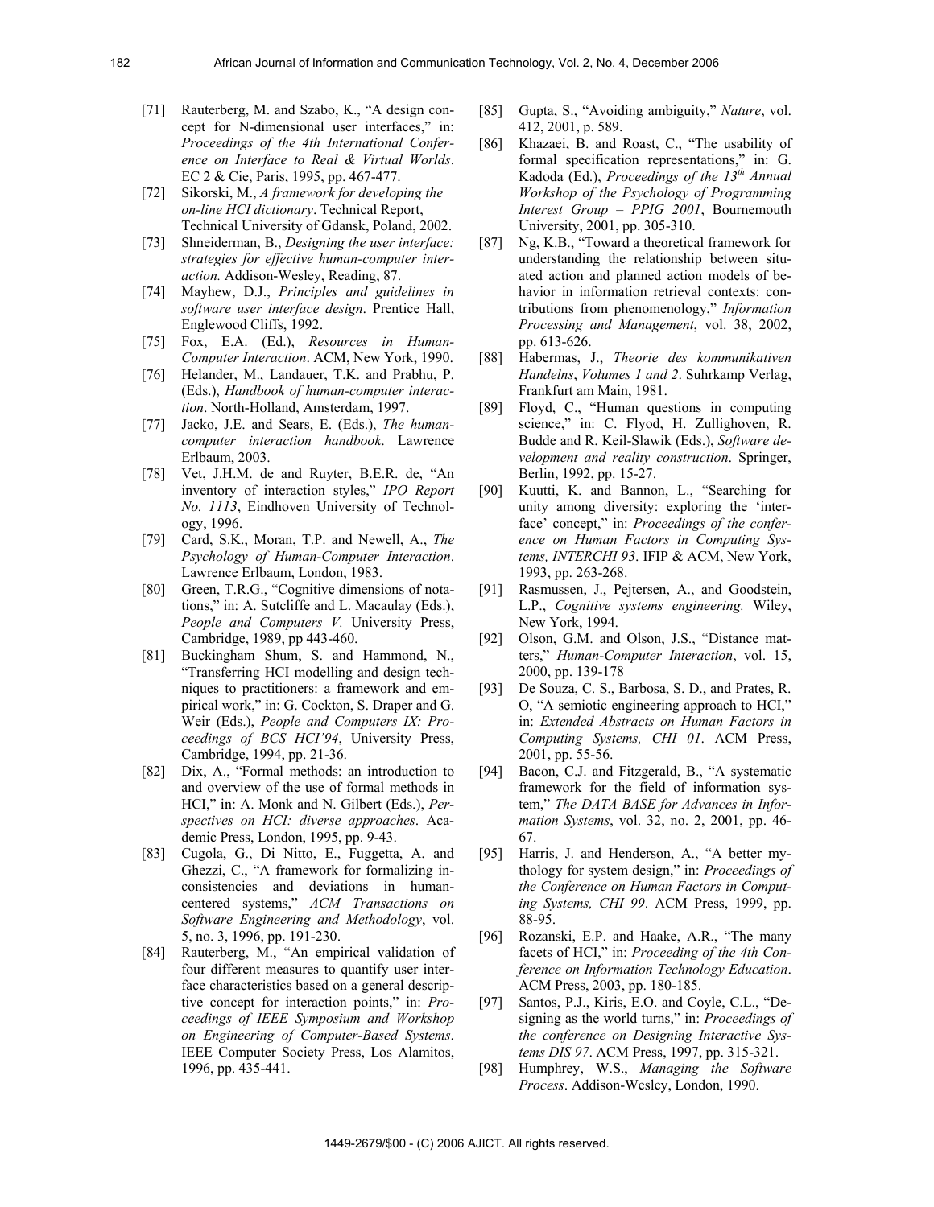[71] Rauterberg, M. and Szabo, K., "A design concept for N-dimensional user interfaces," in: *Proceedings of the 4th International Conference on Interface to Real & Virtual Worlds*. EC 2 & Cie, Paris, 1995, pp. 467-477.

[72] Sikorski, M., *A framework for developing the on-line HCI dictionary*. Technical Report, Technical University of Gdansk, Poland, 2002.

[73] Shneiderman, B., *Designing the user interface: strategies for effective human-computer interaction.* Addison-Wesley, Reading, 87.

[74] Mayhew, D.J., *Principles and guidelines in software user interface design*. Prentice Hall, Englewood Cliffs, 1992.

[75] Fox, E.A. (Ed.), *Resources in Human-Computer Interaction*. ACM, New York, 1990.

[76] Helander, M., Landauer, T.K. and Prabhu, P. (Eds.), *Handbook of human-computer interaction*. North-Holland, Amsterdam, 1997.

[77] Jacko, J.E. and Sears, E. (Eds.), *The human-computer interaction handbook*. Lawrence Erlbaum, 2003.

[78] Vet, J.H.M. de and Ruyter, B.E.R. de, "An inventory of interaction styles," *IPO Report No. 1113*, Eindhoven University of Technology, 1996.

[79] Card, S.K., Moran, T.P. and Newell, A., *The Psychology of Human-Computer Interaction*. Lawrence Erlbaum, London, 1983.

[80] Green, T.R.G., "Cognitive dimensions of notations," in: A. Sutcliffe and L. Macaulay (Eds.), *People and Computers V.* University Press, Cambridge, 1989, pp 443-460.

[81] Buckingham Shum, S. and Hammond, N., "Transferring HCI modelling and design techniques to practitioners: a framework and empirical work," in: G. Cockton, S. Draper and G. Weir (Eds.), *People and Computers IX: Proceedings of BCS HCI'94*, University Press, Cambridge, 1994, pp. 21-36.

[82] Dix, A., "Formal methods: an introduction to and overview of the use of formal methods in HCI," in: A. Monk and N. Gilbert (Eds.), *Perspectives on HCI: diverse approaches*. Academic Press, London, 1995, pp. 9-43.

[83] Cugola, G., Di Nitto, E., Fuggetta, A. and Ghezzi, C., "A framework for formalizing inconsistencies and deviations in human-centered systems," *ACM Transactions on Software Engineering and Methodology*, vol. 5, no. 3, 1996, pp. 191-230.

[84] Rauterberg, M., "An empirical validation of four different measures to quantify user interface characteristics based on a general descriptive concept for interaction points," in: *Proceedings of IEEE Symposium and Workshop on Engineering of Computer-Based Systems*. IEEE Computer Society Press, Los Alamitos, 1996, pp. 435-441.

[85] Gupta, S., "Avoiding ambiguity," *Nature*, vol. 412, 2001, p. 589.

[86] Khazaei, B. and Roast, C., "The usability of formal specification representations," in: G. Kadoda (Ed.), *Proceedings of the 13th Annual Workshop of the Psychology of Programming Interest Group – PPIG 2001*, Bournemouth University, 2001, pp. 305-310.

[87] Ng, K.B., "Toward a theoretical framework for understanding the relationship between situated action and planned action models of behavior in information retrieval contexts: contributions from phenomenology," *Information Processing and Management*, vol. 38, 2002, pp. 613-626.

[88] Habermas, J., *Theorie des kommunikativen Handelns*, *Volumes 1 and 2*. Suhrkamp Verlag, Frankfurt am Main, 1981.

[89] Floyd, C., "Human questions in computing science," in: C. Flyod, H. Zullighoven, R. Budde and R. Keil-Slawik (Eds.), *Software development and reality construction*. Springer, Berlin, 1992, pp. 15-27.

[90] Kuutti, K. and Bannon, L., "Searching for unity among diversity: exploring the 'interface' concept," in: *Proceedings of the conference on Human Factors in Computing Systems, INTERCHI 93*. IFIP & ACM, New York, 1993, pp. 263-268.

[91] Rasmussen, J., Pejtersen, A., and Goodstein, L.P., *Cognitive systems engineering.* Wiley, New York, 1994.

[92] Olson, G.M. and Olson, J.S., "Distance matters," *Human-Computer Interaction*, vol. 15, 2000, pp. 139-178

[93] De Souza, C. S., Barbosa, S. D., and Prates, R. O, "A semiotic engineering approach to HCI," in: *Extended Abstracts on Human Factors in Computing Systems, CHI 01*. ACM Press, 2001, pp. 55-56.

[94] Bacon, C.J. and Fitzgerald, B., "A systematic framework for the field of information system," *The DATA BASE for Advances in Information Systems*, vol. 32, no. 2, 2001, pp. 46-67.

[95] Harris, J. and Henderson, A., "A better mythology for system design," in: *Proceedings of the Conference on Human Factors in Computing Systems, CHI 99*. ACM Press, 1999, pp. 88-95.

[96] Rozanski, E.P. and Haake, A.R., "The many facets of HCI," in: *Proceeding of the 4th Conference on Information Technology Education*. ACM Press, 2003, pp. 180-185.

[97] Santos, P.J., Kiris, E.O. and Coyle, C.L., "Designing as the world turns," in: *Proceedings of the conference on Designing Interactive Systems DIS 97*. ACM Press, 1997, pp. 315-321.

[98] Humphrey, W.S., *Managing the Software Process*. Addison-Wesley, London, 1990.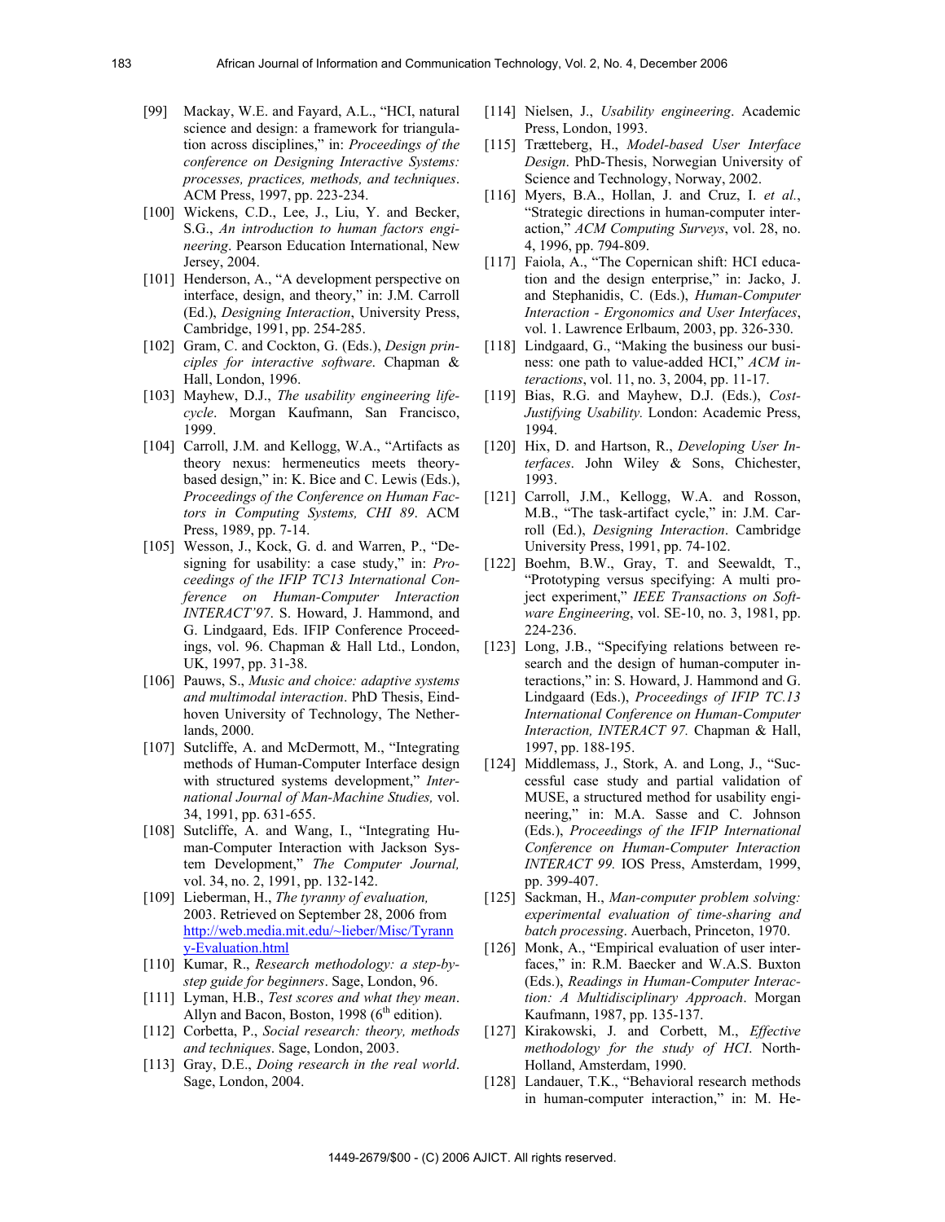[99] Mackay, W.E. and Fayard, A.L., "HCI, natural science and design: a framework for triangulation across disciplines," in: *Proceedings of the conference on Designing Interactive Systems: processes, practices, methods, and techniques*. ACM Press, 1997, pp. 223-234.

[100] Wickens, C.D., Lee, J., Liu, Y. and Becker, S.G., *An introduction to human factors engineering*. Pearson Education International, New Jersey, 2004.

[101] Henderson, A., "A development perspective on interface, design, and theory," in: J.M. Carroll (Ed.), *Designing Interaction*, University Press, Cambridge, 1991, pp. 254-285.

[102] Gram, C. and Cockton, G. (Eds.), *Design principles for interactive software*. Chapman & Hall, London, 1996.

[103] Mayhew, D.J., *The usability engineering lifecycle*. Morgan Kaufmann, San Francisco, 1999.

[104] Carroll, J.M. and Kellogg, W.A., "Artifacts as theory nexus: hermeneutics meets theory-based design," in: K. Bice and C. Lewis (Eds.), *Proceedings of the Conference on Human Factors in Computing Systems, CHI 89*. ACM Press, 1989, pp. 7-14.

[105] Wesson, J., Kock, G. d. and Warren, P., "Designing for usability: a case study," in: *Proceedings of the IFIP TC13 International Conference on Human-Computer Interaction INTERACT'97*. S. Howard, J. Hammond, and G. Lindgaard, Eds. IFIP Conference Proceedings, vol. 96. Chapman & Hall Ltd., London, UK, 1997, pp. 31-38.

[106] Pauws, S., *Music and choice: adaptive systems and multimodal interaction*. PhD Thesis, Eindhoven University of Technology, The Netherlands, 2000.

[107] Sutcliffe, A. and McDermott, M., "Integrating methods of Human-Computer Interface design with structured systems development," *International Journal of Man-Machine Studies,* vol. 34, 1991, pp. 631-655.

[108] Sutcliffe, A. and Wang, I., "Integrating Human-Computer Interaction with Jackson System Development," *The Computer Journal,* vol. 34, no. 2, 1991, pp. 132-142.

[109] Lieberman, H., *The tyranny of evaluation,* 2003. Retrieved on September 28, 2006 from http://web.media.mit.edu/~lieber/Misc/Tyranny-Evaluation.html

[110] Kumar, R., *Research methodology: a step-by-step guide for beginners*. Sage, London, 96.

[111] Lyman, H.B., *Test scores and what they mean*. Allyn and Bacon, Boston, 1998 (6th edition).

[112] Corbetta, P., *Social research: theory, methods and techniques*. Sage, London, 2003.

[113] Gray, D.E., *Doing research in the real world*. Sage, London, 2004.

[114] Nielsen, J., *Usability engineering*. Academic Press, London, 1993.

[115] Trætteberg, H., *Model-based User Interface Design*. PhD-Thesis, Norwegian University of Science and Technology, Norway, 2002.

[116] Myers, B.A., Hollan, J. and Cruz, I. *et al.*, "Strategic directions in human-computer interaction," *ACM Computing Surveys*, vol. 28, no. 4, 1996, pp. 794-809.

[117] Faiola, A., "The Copernican shift: HCI education and the design enterprise," in: Jacko, J. and Stephanidis, C. (Eds.), *Human-Computer Interaction - Ergonomics and User Interfaces*, vol. 1. Lawrence Erlbaum, 2003, pp. 326-330.

[118] Lindgaard, G., "Making the business our business: one path to value-added HCI," *ACM interactions*, vol. 11, no. 3, 2004, pp. 11-17.

[119] Bias, R.G. and Mayhew, D.J. (Eds.), *Cost-Justifying Usability.* London: Academic Press, 1994.

[120] Hix, D. and Hartson, R., *Developing User Interfaces*. John Wiley & Sons, Chichester, 1993.

[121] Carroll, J.M., Kellogg, W.A. and Rosson, M.B., "The task-artifact cycle," in: J.M. Carroll (Ed.), *Designing Interaction*. Cambridge University Press, 1991, pp. 74-102.

[122] Boehm, B.W., Gray, T. and Seewaldt, T., "Prototyping versus specifying: A multi project experiment," *IEEE Transactions on Software Engineering*, vol. SE-10, no. 3, 1981, pp. 224-236.

[123] Long, J.B., "Specifying relations between research and the design of human-computer interactions," in: S. Howard, J. Hammond and G. Lindgaard (Eds.), *Proceedings of IFIP TC.13 International Conference on Human-Computer Interaction, INTERACT 97.* Chapman & Hall, 1997, pp. 188-195.

[124] Middlemass, J., Stork, A. and Long, J., "Successful case study and partial validation of MUSE, a structured method for usability engineering," in: M.A. Sasse and C. Johnson (Eds.), *Proceedings of the IFIP International Conference on Human-Computer Interaction INTERACT 99.* IOS Press, Amsterdam, 1999, pp. 399-407.

[125] Sackman, H., *Man-computer problem solving: experimental evaluation of time-sharing and batch processing*. Auerbach, Princeton, 1970.

[126] Monk, A., "Empirical evaluation of user interfaces," in: R.M. Baecker and W.A.S. Buxton (Eds.), *Readings in Human-Computer Interaction: A Multidisciplinary Approach*. Morgan Kaufmann, 1987, pp. 135-137.

[127] Kirakowski, J. and Corbett, M., *Effective methodology for the study of HCI*. North-Holland, Amsterdam, 1990.

[128] Landauer, T.K., "Behavioral research methods in human-computer interaction," in: M. He-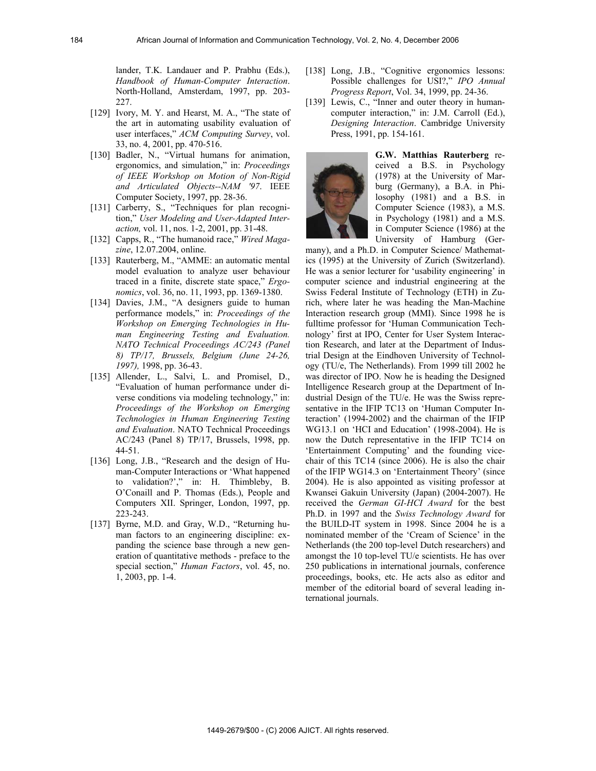lander, T.K. Landauer and P. Prabhu (Eds.), *Handbook of Human-Computer Interaction*. North-Holland, Amsterdam, 1997, pp. 203-227.

[129] Ivory, M. Y. and Hearst, M. A., "The state of the art in automating usability evaluation of user interfaces," *ACM Computing Survey*, vol. 33, no. 4, 2001, pp. 470-516.

[130] Badler, N., "Virtual humans for animation, ergonomics, and simulation," in: *Proceedings of IEEE Workshop on Motion of Non-Rigid and Articulated Objects--NAM '97*. IEEE Computer Society, 1997, pp. 28-36.

[131] Carberry, S., "Techniques for plan recognition," *User Modeling and User-Adapted Interaction,* vol. 11, nos. 1-2, 2001, pp. 31-48.

[132] Capps, R., "The humanoid race," *Wired Magazine*, 12.07.2004, online.

[133] Rauterberg, M., "AMME: an automatic mental model evaluation to analyze user behaviour traced in a finite, discrete state space," *Ergonomics*, vol. 36, no. 11, 1993, pp. 1369-1380.

[134] Davies, J.M., "A designers guide to human performance models," in: *Proceedings of the Workshop on Emerging Technologies in Human Engineering Testing and Evaluation. NATO Technical Proceedings AC/243 (Panel 8) TP/17, Brussels, Belgium (June 24-26, 1997),* 1998, pp. 36-43.

[135] Allender, L., Salvi, L. and Promisel, D., "Evaluation of human performance under diverse conditions via modeling technology," in: *Proceedings of the Workshop on Emerging Technologies in Human Engineering Testing and Evaluation*. NATO Technical Proceedings AC/243 (Panel 8) TP/17, Brussels, 1998, pp. 44-51.

[136] Long, J.B., "Research and the design of Human-Computer Interactions or 'What happened to validation?'," in: H. Thimbleby, B. O'Conaill and P. Thomas (Eds.), People and Computers XII. Springer, London, 1997, pp. 223-243.

[137] Byrne, M.D. and Gray, W.D., "Returning human factors to an engineering discipline: expanding the science base through a new generation of quantitative methods - preface to the special section," *Human Factors*, vol. 45, no. 1, 2003, pp. 1-4.

[138] Long, J.B., "Cognitive ergonomics lessons: Possible challenges for USI?," *IPO Annual Progress Report*, Vol. 34, 1999, pp. 24-36.

[139] Lewis, C., "Inner and outer theory in human-computer interaction," in: J.M. Carroll (Ed.), *Designing Interaction*. Cambridge University Press, 1991, pp. 154-161.

**G.W. Matthias Rauterberg** received a B.S. in Psychology (1978) at the University of Marburg (Germany), a B.A. in Philosophy (1981) and a B.S. in Computer Science (1983), a M.S. in Psychology (1981) and a M.S. in Computer Science (1986) at the University of Hamburg (Germany), and a Ph.D. in Computer Science/ Mathematics (1995) at the University of Zurich (Switzerland). He was a senior lecturer for 'usability engineering' in computer science and industrial engineering at the Swiss Federal Institute of Technology (ETH) in Zurich, where later he was heading the Man-Machine Interaction research group (MMI). Since 1998 he is fulltime professor for 'Human Communication Technology' first at IPO, Center for User System Interaction Research, and later at the Department of Industrial Design at the Eindhoven University of Technology (TU/e, The Netherlands). From 1999 till 2002 he was director of IPO. Now he is heading the Designed Intelligence Research group at the Department of Industrial Design of the TU/e. He was the Swiss representative in the IFIP TC13 on 'Human Computer Interaction' (1994-2002) and the chairman of the IFIP WG13.1 on 'HCI and Education' (1998-2004). He is now the Dutch representative in the IFIP TC14 on 'Entertainment Computing' and the founding vice-chair of this TC14 (since 2006). He is also the chair of the IFIP WG14.3 on 'Entertainment Theory' (since 2004). He is also appointed as visiting professor at Kwansei Gakuin University (Japan) (2004-2007). He received the *German GI-HCI Award* for the best Ph.D. in 1997 and the *Swiss Technology Award* for the BUILD-IT system in 1998. Since 2004 he is a nominated member of the 'Cream of Science' in the Netherlands (the 200 top-level Dutch researchers) and amongst the 10 top-level TU/e scientists. He has over 250 publications in international journals, conference proceedings, books, etc. He acts also as editor and member of the editorial board of several leading international journals.